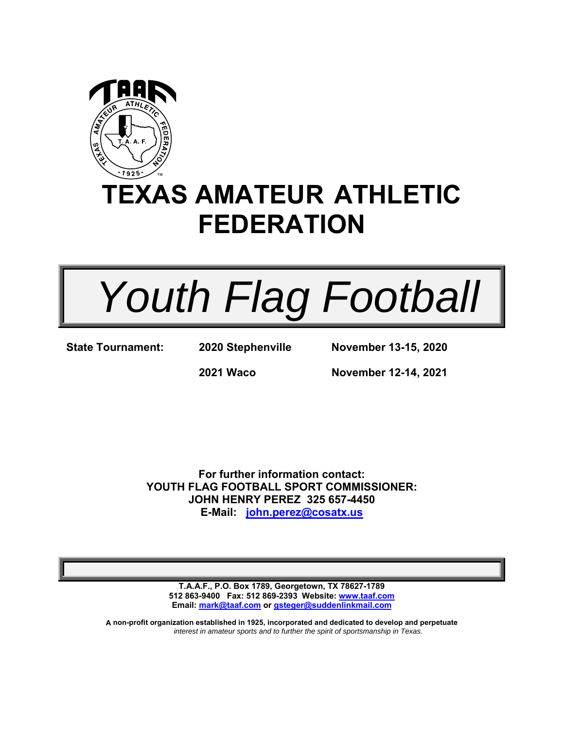# TEXAS AMATEUR ATHLETIC FEDERATION

# *Youth Flag Football*

| **State Tournament:** | **2020 Stephenville** | **November 13-15, 2020** |
| --- | --- | --- |
| | **2021 Waco** | **November 12-14, 2021** |

**For further information contact:**
**YOUTH FLAG FOOTBALL SPORT COMMISSIONER:**
**JOHN HENRY PEREZ 325 657-4450**
**E-Mail: john.perez@cosatx.us**

**T.A.A.F., P.O. Box 1789, Georgetown, TX 78627-1789**
**512 863-9400 Fax: 512 869-2393 Website: www.taaf.com**
**Email: mark@taaf.com or gsteger@suddenlinkmail.com**

**A non-profit organization established in 1925, incorporated and dedicated to develop and perpetuate** *interest in amateur sports and to further the spirit of sportsmanship in Texas.*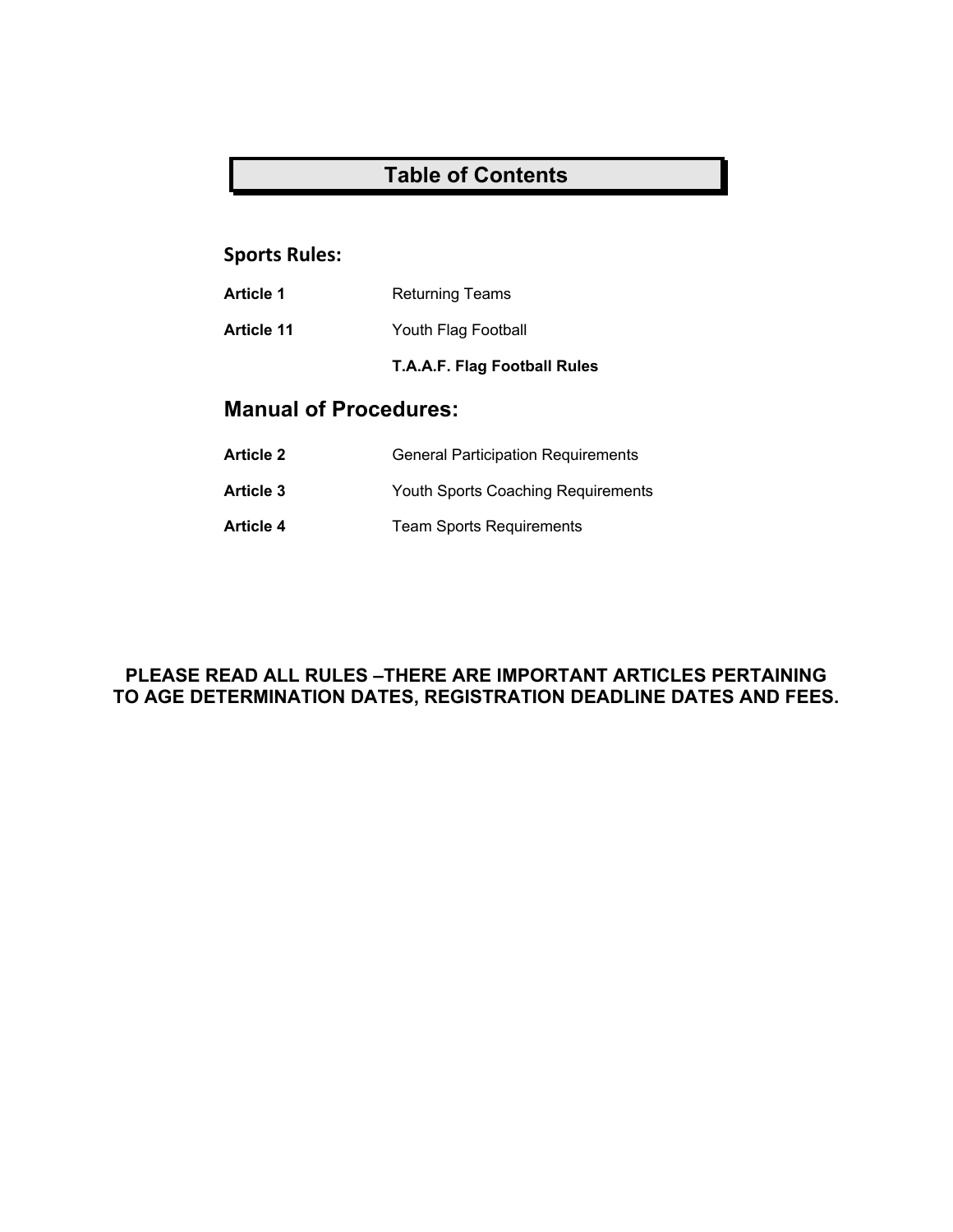# Table of Contents

## Sports Rules:

| | |
|---|---|
| **Article 1** | Returning Teams |
| **Article 11** | Youth Flag Football |
| | **T.A.A.F. Flag Football Rules** |

## Manual of Procedures:

| | |
|---|---|
| **Article 2** | General Participation Requirements |
| **Article 3** | Youth Sports Coaching Requirements |
| **Article 4** | Team Sports Requirements |

**PLEASE READ ALL RULES –THERE ARE IMPORTANT ARTICLES PERTAINING TO AGE DETERMINATION DATES, REGISTRATION DEADLINE DATES AND FEES.**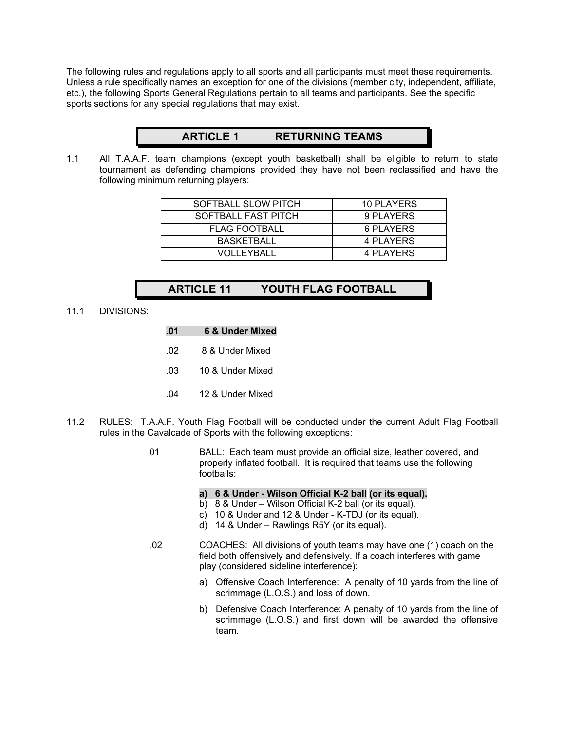The following rules and regulations apply to all sports and all participants must meet these requirements. Unless a rule specifically names an exception for one of the divisions (member city, independent, affiliate, etc.), the following Sports General Regulations pertain to all teams and participants. See the specific sports sections for any special regulations that may exist.

## ARTICLE 1 RETURNING TEAMS

1.1 All T.A.A.F. team champions (except youth basketball) shall be eligible to return to state tournament as defending champions provided they have not been reclassified and have the following minimum returning players:

| | |
|---|---|
| SOFTBALL SLOW PITCH | 10 PLAYERS |
| SOFTBALL FAST PITCH | 9 PLAYERS |
| FLAG FOOTBALL | 6 PLAYERS |
| BASKETBALL | 4 PLAYERS |
| VOLLEYBALL | 4 PLAYERS |

## ARTICLE 11 YOUTH FLAG FOOTBALL

11.1 DIVISIONS:

**.01 6 & Under Mixed**

.02 8 & Under Mixed

.03 10 & Under Mixed

.04 12 & Under Mixed

11.2 RULES: T.A.A.F. Youth Flag Football will be conducted under the current Adult Flag Football rules in the Cavalcade of Sports with the following exceptions:

01 BALL: Each team must provide an official size, leather covered, and properly inflated football. It is required that teams use the following footballs:

**a) 6 & Under - Wilson Official K-2 ball (or its equal).**
b) 8 & Under – Wilson Official K-2 ball (or its equal).
c) 10 & Under and 12 & Under - K-TDJ (or its equal).
d) 14 & Under – Rawlings R5Y (or its equal).

.02 COACHES: All divisions of youth teams may have one (1) coach on the field both offensively and defensively. If a coach interferes with game play (considered sideline interference):

a) Offensive Coach Interference: A penalty of 10 yards from the line of scrimmage (L.O.S.) and loss of down.

b) Defensive Coach Interference: A penalty of 10 yards from the line of scrimmage (L.O.S.) and first down will be awarded the offensive team.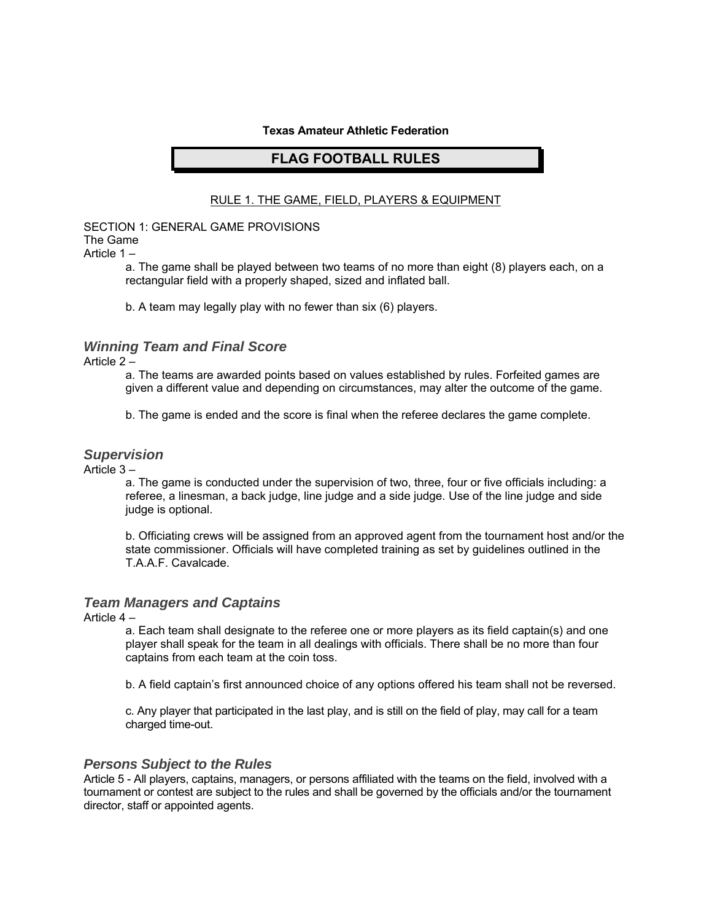**Texas Amateur Athletic Federation**

# FLAG FOOTBALL RULES

## RULE 1. THE GAME, FIELD, PLAYERS & EQUIPMENT

SECTION 1: GENERAL GAME PROVISIONS

The Game

Article 1 –

a. The game shall be played between two teams of no more than eight (8) players each, on a rectangular field with a properly shaped, sized and inflated ball.

b. A team may legally play with no fewer than six (6) players.

### *Winning Team and Final Score*

Article 2 –

a. The teams are awarded points based on values established by rules. Forfeited games are given a different value and depending on circumstances, may alter the outcome of the game.

b. The game is ended and the score is final when the referee declares the game complete.

### *Supervision*

Article 3 –

a. The game is conducted under the supervision of two, three, four or five officials including: a referee, a linesman, a back judge, line judge and a side judge. Use of the line judge and side judge is optional.

b. Officiating crews will be assigned from an approved agent from the tournament host and/or the state commissioner. Officials will have completed training as set by guidelines outlined in the T.A.A.F. Cavalcade.

### *Team Managers and Captains*

Article 4 –

a. Each team shall designate to the referee one or more players as its field captain(s) and one player shall speak for the team in all dealings with officials. There shall be no more than four captains from each team at the coin toss.

b. A field captain's first announced choice of any options offered his team shall not be reversed.

c. Any player that participated in the last play, and is still on the field of play, may call for a team charged time-out.

### *Persons Subject to the Rules*

Article 5 - All players, captains, managers, or persons affiliated with the teams on the field, involved with a tournament or contest are subject to the rules and shall be governed by the officials and/or the tournament director, staff or appointed agents.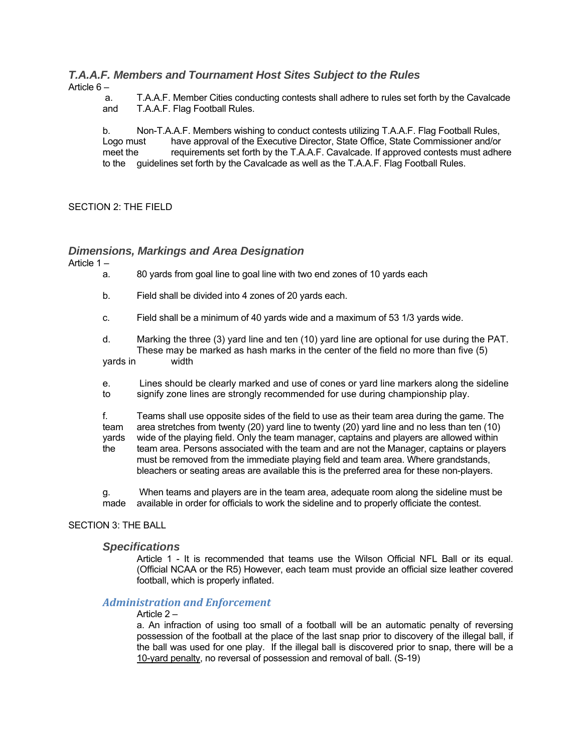### *T.A.A.F. Members and Tournament Host Sites Subject to the Rules*

Article 6 –

a. T.A.A.F. Member Cities conducting contests shall adhere to rules set forth by the Cavalcade and T.A.A.F. Flag Football Rules.

b. Non-T.A.A.F. Members wishing to conduct contests utilizing T.A.A.F. Flag Football Rules, Logo must have approval of the Executive Director, State Office, State Commissioner and/or meet the requirements set forth by the T.A.A.F. Cavalcade. If approved contests must adhere to the guidelines set forth by the Cavalcade as well as the T.A.A.F. Flag Football Rules.

## SECTION 2: THE FIELD

### *Dimensions, Markings and Area Designation*

Article 1 –

a. 80 yards from goal line to goal line with two end zones of 10 yards each

b. Field shall be divided into 4 zones of 20 yards each.

c. Field shall be a minimum of 40 yards wide and a maximum of 53 1/3 yards wide.

d. Marking the three (3) yard line and ten (10) yard line are optional for use during the PAT. These may be marked as hash marks in the center of the field no more than five (5) yards in width

e. Lines should be clearly marked and use of cones or yard line markers along the sideline to signify zone lines are strongly recommended for use during championship play.

f. Teams shall use opposite sides of the field to use as their team area during the game. The team area stretches from twenty (20) yard line to twenty (20) yard line and no less than ten (10) yards wide of the playing field. Only the team manager, captains and players are allowed within the team area. Persons associated with the team and are not the Manager, captains or players must be removed from the immediate playing field and team area. Where grandstands, bleachers or seating areas are available this is the preferred area for these non-players.

g. When teams and players are in the team area, adequate room along the sideline must be made available in order for officials to work the sideline and to properly officiate the contest.

## SECTION 3: THE BALL

### *Specifications*

Article 1 - It is recommended that teams use the Wilson Official NFL Ball or its equal. (Official NCAA or the R5) However, each team must provide an official size leather covered football, which is properly inflated.

### *Administration and Enforcement*

Article 2 –

a. An infraction of using too small of a football will be an automatic penalty of reversing possession of the football at the place of the last snap prior to discovery of the illegal ball, if the ball was used for one play. If the illegal ball is discovered prior to snap, there will be a 10-yard penalty, no reversal of possession and removal of ball. (S-19)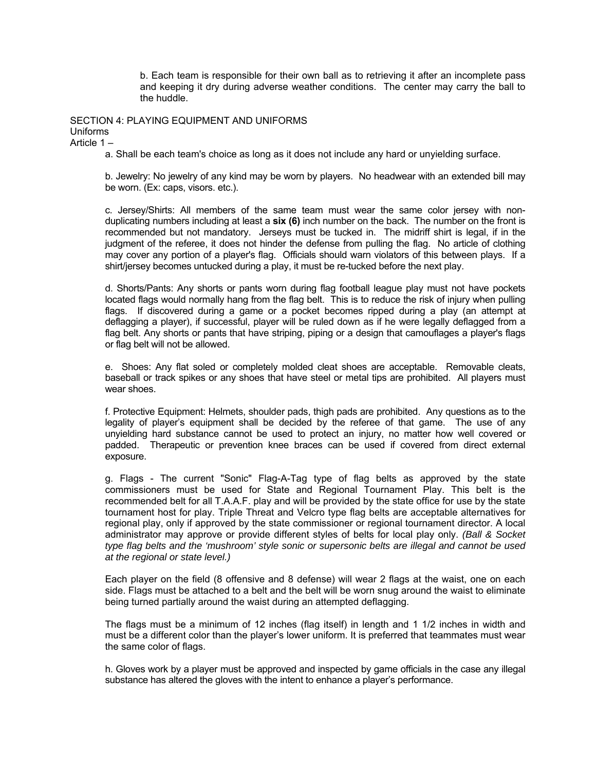b. Each team is responsible for their own ball as to retrieving it after an incomplete pass and keeping it dry during adverse weather conditions. The center may carry the ball to the huddle.

SECTION 4: PLAYING EQUIPMENT AND UNIFORMS

Uniforms

Article 1 –

a. Shall be each team's choice as long as it does not include any hard or unyielding surface.

b. Jewelry: No jewelry of any kind may be worn by players. No headwear with an extended bill may be worn. (Ex: caps, visors. etc.).

c. Jersey/Shirts: All members of the same team must wear the same color jersey with non-duplicating numbers including at least a **six (6)** inch number on the back. The number on the front is recommended but not mandatory. Jerseys must be tucked in. The midriff shirt is legal, if in the judgment of the referee, it does not hinder the defense from pulling the flag. No article of clothing may cover any portion of a player's flag. Officials should warn violators of this between plays. If a shirt/jersey becomes untucked during a play, it must be re-tucked before the next play.

d. Shorts/Pants: Any shorts or pants worn during flag football league play must not have pockets located flags would normally hang from the flag belt. This is to reduce the risk of injury when pulling flags. If discovered during a game or a pocket becomes ripped during a play (an attempt at deflagging a player), if successful, player will be ruled down as if he were legally deflagged from a flag belt. Any shorts or pants that have striping, piping or a design that camouflages a player's flags or flag belt will not be allowed.

e. Shoes: Any flat soled or completely molded cleat shoes are acceptable. Removable cleats, baseball or track spikes or any shoes that have steel or metal tips are prohibited. All players must wear shoes.

f. Protective Equipment: Helmets, shoulder pads, thigh pads are prohibited. Any questions as to the legality of player's equipment shall be decided by the referee of that game. The use of any unyielding hard substance cannot be used to protect an injury, no matter how well covered or padded. Therapeutic or prevention knee braces can be used if covered from direct external exposure.

g. Flags - The current "Sonic" Flag-A-Tag type of flag belts as approved by the state commissioners must be used for State and Regional Tournament Play. This belt is the recommended belt for all T.A.A.F. play and will be provided by the state office for use by the state tournament host for play. Triple Threat and Velcro type flag belts are acceptable alternatives for regional play, only if approved by the state commissioner or regional tournament director. A local administrator may approve or provide different styles of belts for local play only. *(Ball & Socket type flag belts and the 'mushroom' style sonic or supersonic belts are illegal and cannot be used at the regional or state level.)*

Each player on the field (8 offensive and 8 defense) will wear 2 flags at the waist, one on each side. Flags must be attached to a belt and the belt will be worn snug around the waist to eliminate being turned partially around the waist during an attempted deflagging.

The flags must be a minimum of 12 inches (flag itself) in length and 1 1/2 inches in width and must be a different color than the player's lower uniform. It is preferred that teammates must wear the same color of flags.

h. Gloves work by a player must be approved and inspected by game officials in the case any illegal substance has altered the gloves with the intent to enhance a player's performance.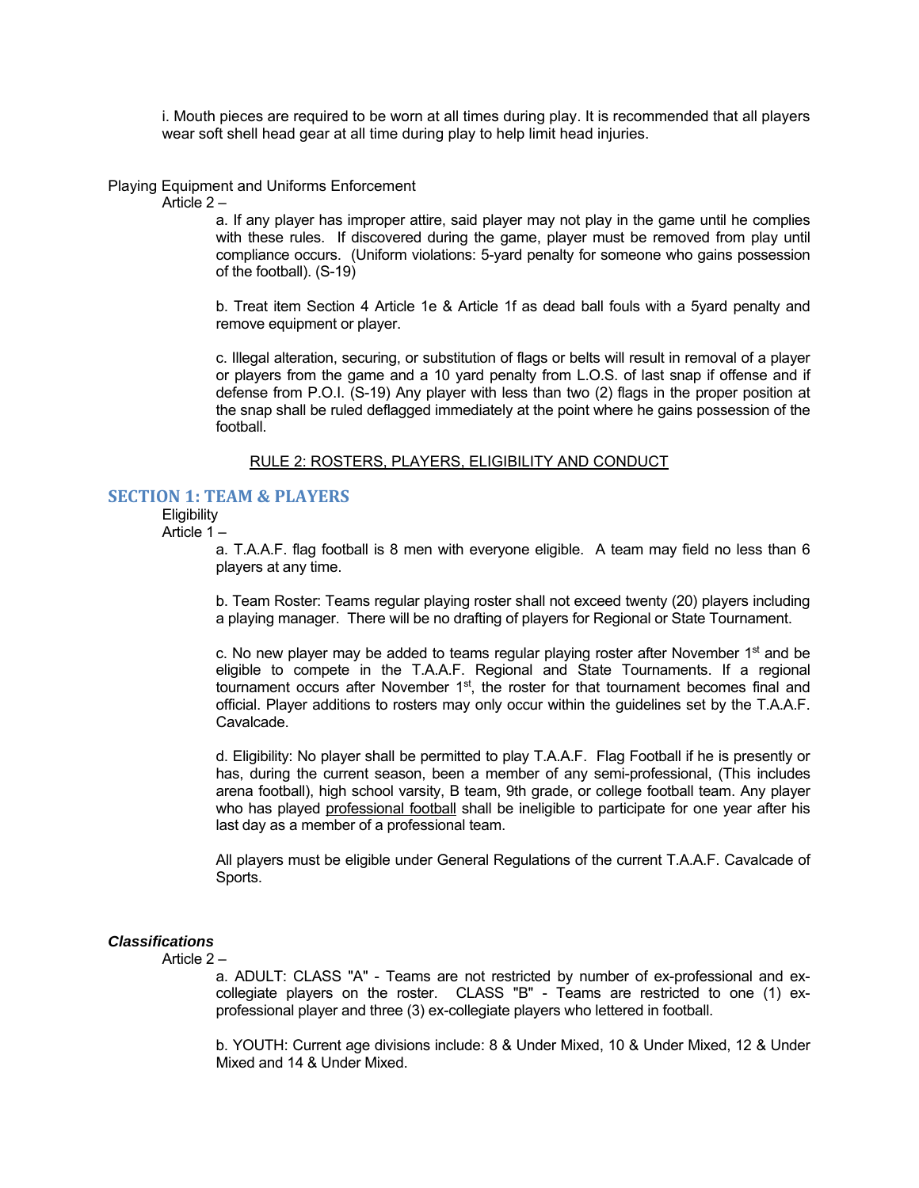i. Mouth pieces are required to be worn at all times during play. It is recommended that all players wear soft shell head gear at all time during play to help limit head injuries.

Playing Equipment and Uniforms Enforcement

Article 2 –

a. If any player has improper attire, said player may not play in the game until he complies with these rules. If discovered during the game, player must be removed from play until compliance occurs. (Uniform violations: 5-yard penalty for someone who gains possession of the football). (S-19)

b. Treat item Section 4 Article 1e & Article 1f as dead ball fouls with a 5yard penalty and remove equipment or player.

c. Illegal alteration, securing, or substitution of flags or belts will result in removal of a player or players from the game and a 10 yard penalty from L.O.S. of last snap if offense and if defense from P.O.I. (S-19) Any player with less than two (2) flags in the proper position at the snap shall be ruled deflagged immediately at the point where he gains possession of the football.

RULE 2: ROSTERS, PLAYERS, ELIGIBILITY AND CONDUCT

## SECTION 1: TEAM & PLAYERS

Eligibility

Article 1 –

a. T.A.A.F. flag football is 8 men with everyone eligible. A team may field no less than 6 players at any time.

b. Team Roster: Teams regular playing roster shall not exceed twenty (20) players including a playing manager. There will be no drafting of players for Regional or State Tournament.

c. No new player may be added to teams regular playing roster after November 1st and be eligible to compete in the T.A.A.F. Regional and State Tournaments. If a regional tournament occurs after November 1st, the roster for that tournament becomes final and official. Player additions to rosters may only occur within the guidelines set by the T.A.A.F. Cavalcade.

d. Eligibility: No player shall be permitted to play T.A.A.F. Flag Football if he is presently or has, during the current season, been a member of any semi-professional, (This includes arena football), high school varsity, B team, 9th grade, or college football team. Any player who has played professional football shall be ineligible to participate for one year after his last day as a member of a professional team.

All players must be eligible under General Regulations of the current T.A.A.F. Cavalcade of Sports.

***Classifications***

Article 2 –

a. ADULT: CLASS "A" - Teams are not restricted by number of ex-professional and ex-collegiate players on the roster. CLASS "B" - Teams are restricted to one (1) ex-professional player and three (3) ex-collegiate players who lettered in football.

b. YOUTH: Current age divisions include: 8 & Under Mixed, 10 & Under Mixed, 12 & Under Mixed and 14 & Under Mixed.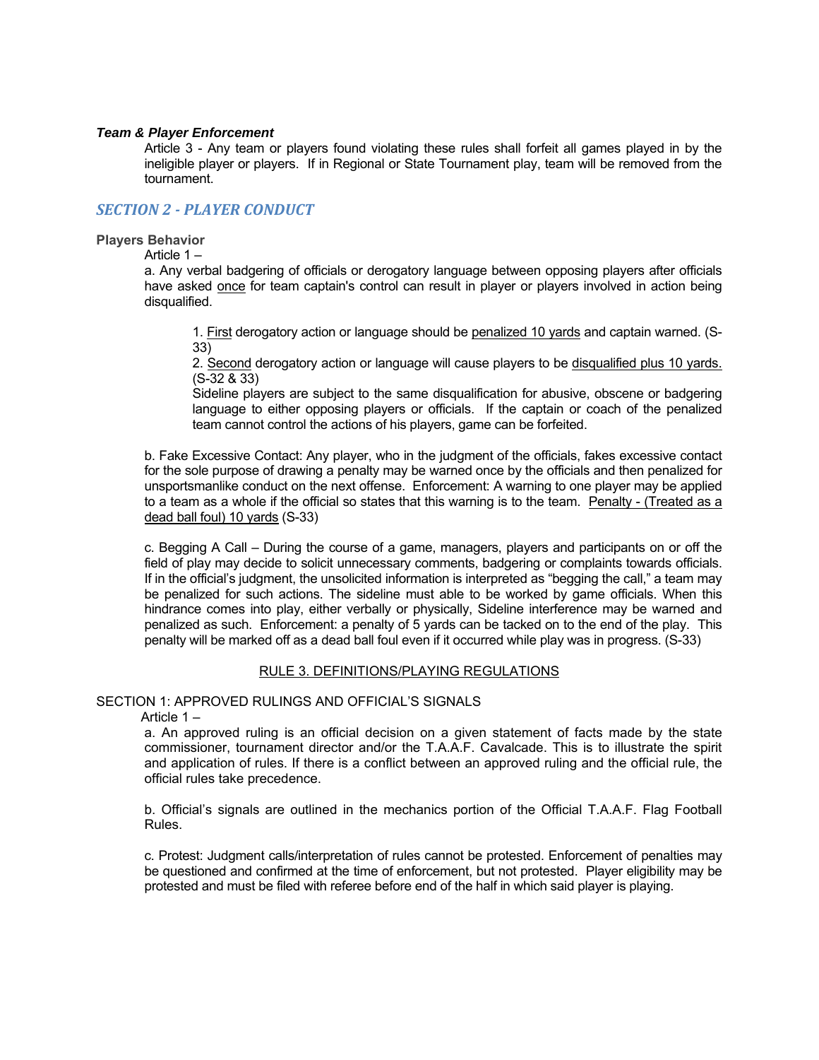***Team & Player Enforcement***

Article 3 - Any team or players found violating these rules shall forfeit all games played in by the ineligible player or players. If in Regional or State Tournament play, team will be removed from the tournament.

## *SECTION 2 - PLAYER CONDUCT*

**Players Behavior**

Article 1 –

a. Any verbal badgering of officials or derogatory language between opposing players after officials have asked <u>once</u> for team captain's control can result in player or players involved in action being disqualified.

1. <u>First</u> derogatory action or language should be <u>penalized 10 yards</u> and captain warned. (S-33)
2. <u>Second</u> derogatory action or language will cause players to be <u>disqualified plus 10 yards.</u> (S-32 & 33)

Sideline players are subject to the same disqualification for abusive, obscene or badgering language to either opposing players or officials. If the captain or coach of the penalized team cannot control the actions of his players, game can be forfeited.

b. Fake Excessive Contact: Any player, who in the judgment of the officials, fakes excessive contact for the sole purpose of drawing a penalty may be warned once by the officials and then penalized for unsportsmanlike conduct on the next offense. Enforcement: A warning to one player may be applied to a team as a whole if the official so states that this warning is to the team. <u>Penalty - (Treated as a dead ball foul) 10 yards</u> (S-33)

c. Begging A Call – During the course of a game, managers, players and participants on or off the field of play may decide to solicit unnecessary comments, badgering or complaints towards officials. If in the official's judgment, the unsolicited information is interpreted as "begging the call," a team may be penalized for such actions. The sideline must able to be worked by game officials. When this hindrance comes into play, either verbally or physically, Sideline interference may be warned and penalized as such. Enforcement: a penalty of 5 yards can be tacked on to the end of the play. This penalty will be marked off as a dead ball foul even if it occurred while play was in progress. (S-33)

## <u>RULE 3. DEFINITIONS/PLAYING REGULATIONS</u>

### SECTION 1: APPROVED RULINGS AND OFFICIAL'S SIGNALS

Article 1 –

a. An approved ruling is an official decision on a given statement of facts made by the state commissioner, tournament director and/or the T.A.A.F. Cavalcade. This is to illustrate the spirit and application of rules. If there is a conflict between an approved ruling and the official rule, the official rules take precedence.

b. Official's signals are outlined in the mechanics portion of the Official T.A.A.F. Flag Football Rules.

c. Protest: Judgment calls/interpretation of rules cannot be protested. Enforcement of penalties may be questioned and confirmed at the time of enforcement, but not protested. Player eligibility may be protested and must be filed with referee before end of the half in which said player is playing.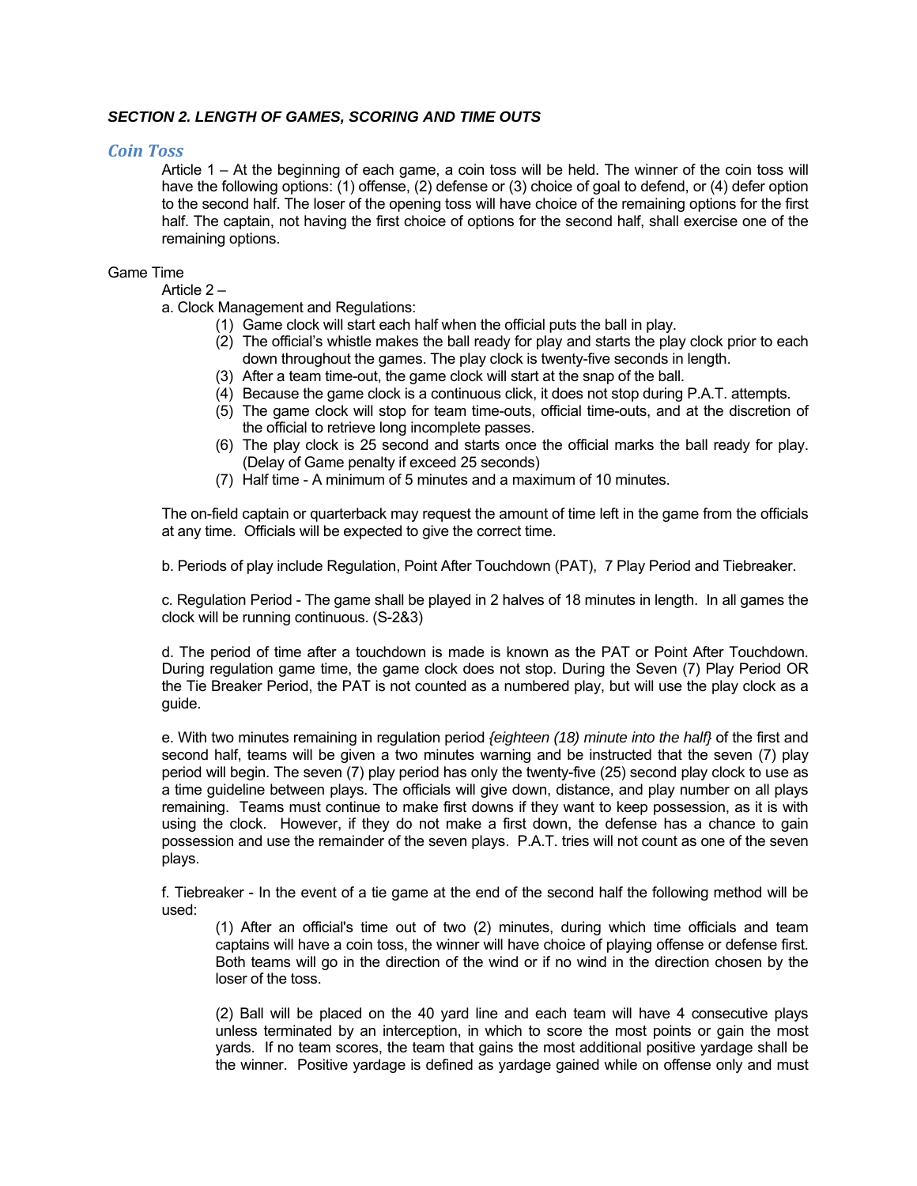### *SECTION 2. LENGTH OF GAMES, SCORING AND TIME OUTS*

## *Coin Toss*

Article 1 – At the beginning of each game, a coin toss will be held. The winner of the coin toss will have the following options: (1) offense, (2) defense or (3) choice of goal to defend, or (4) defer option to the second half. The loser of the opening toss will have choice of the remaining options for the first half. The captain, not having the first choice of options for the second half, shall exercise one of the remaining options.

Game Time

Article 2 –

a. Clock Management and Regulations:

1. Game clock will start each half when the official puts the ball in play.
2. The official's whistle makes the ball ready for play and starts the play clock prior to each down throughout the games. The play clock is twenty-five seconds in length.
3. After a team time-out, the game clock will start at the snap of the ball.
4. Because the game clock is a continuous click, it does not stop during P.A.T. attempts.
5. The game clock will stop for team time-outs, official time-outs, and at the discretion of the official to retrieve long incomplete passes.
6. The play clock is 25 second and starts once the official marks the ball ready for play. (Delay of Game penalty if exceed 25 seconds)
7. Half time - A minimum of 5 minutes and a maximum of 10 minutes.

The on-field captain or quarterback may request the amount of time left in the game from the officials at any time. Officials will be expected to give the correct time.

b. Periods of play include Regulation, Point After Touchdown (PAT), 7 Play Period and Tiebreaker.

c. Regulation Period - The game shall be played in 2 halves of 18 minutes in length. In all games the clock will be running continuous. (S-2&3)

d. The period of time after a touchdown is made is known as the PAT or Point After Touchdown. During regulation game time, the game clock does not stop. During the Seven (7) Play Period OR the Tie Breaker Period, the PAT is not counted as a numbered play, but will use the play clock as a guide.

e. With two minutes remaining in regulation period *{eighteen (18) minute into the half}* of the first and second half, teams will be given a two minutes warning and be instructed that the seven (7) play period will begin. The seven (7) play period has only the twenty-five (25) second play clock to use as a time guideline between plays. The officials will give down, distance, and play number on all plays remaining. Teams must continue to make first downs if they want to keep possession, as it is with using the clock. However, if they do not make a first down, the defense has a chance to gain possession and use the remainder of the seven plays. P.A.T. tries will not count as one of the seven plays.

f. Tiebreaker - In the event of a tie game at the end of the second half the following method will be used:

(1) After an official's time out of two (2) minutes, during which time officials and team captains will have a coin toss, the winner will have choice of playing offense or defense first. Both teams will go in the direction of the wind or if no wind in the direction chosen by the loser of the toss.

(2) Ball will be placed on the 40 yard line and each team will have 4 consecutive plays unless terminated by an interception, in which to score the most points or gain the most yards. If no team scores, the team that gains the most additional positive yardage shall be the winner. Positive yardage is defined as yardage gained while on offense only and must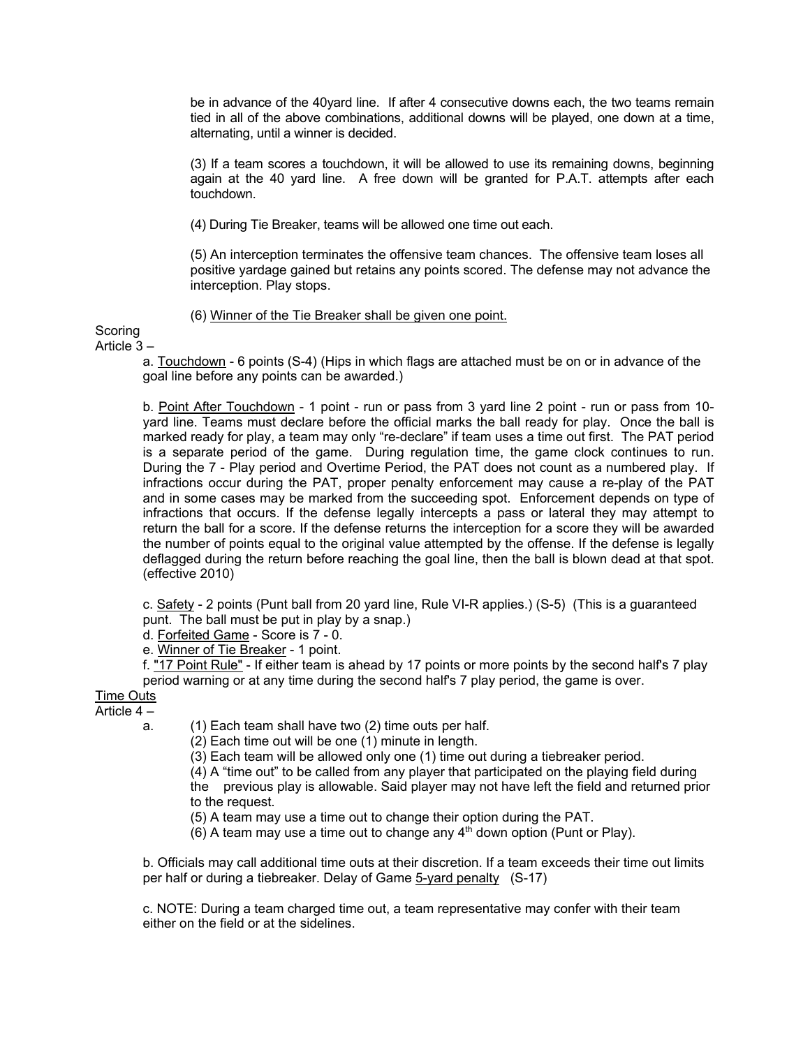be in advance of the 40yard line. If after 4 consecutive downs each, the two teams remain tied in all of the above combinations, additional downs will be played, one down at a time, alternating, until a winner is decided.

(3) If a team scores a touchdown, it will be allowed to use its remaining downs, beginning again at the 40 yard line. A free down will be granted for P.A.T. attempts after each touchdown.

(4) During Tie Breaker, teams will be allowed one time out each.

(5) An interception terminates the offensive team chances. The offensive team loses all positive yardage gained but retains any points scored. The defense may not advance the interception. Play stops.

(6) <u>Winner of the Tie Breaker shall be given one point.</u>

Scoring
Article 3 –

a. <u>Touchdown</u> - 6 points (S-4) (Hips in which flags are attached must be on or in advance of the goal line before any points can be awarded.)

b. <u>Point After Touchdown</u> - 1 point - run or pass from 3 yard line 2 point - run or pass from 10-yard line. Teams must declare before the official marks the ball ready for play. Once the ball is marked ready for play, a team may only "re-declare" if team uses a time out first. The PAT period is a separate period of the game. During regulation time, the game clock continues to run. During the 7 - Play period and Overtime Period, the PAT does not count as a numbered play. If infractions occur during the PAT, proper penalty enforcement may cause a re-play of the PAT and in some cases may be marked from the succeeding spot. Enforcement depends on type of infractions that occurs. If the defense legally intercepts a pass or lateral they may attempt to return the ball for a score. If the defense returns the interception for a score they will be awarded the number of points equal to the original value attempted by the offense. If the defense is legally deflagged during the return before reaching the goal line, then the ball is blown dead at that spot. (effective 2010)

c. <u>Safety</u> - 2 points (Punt ball from 20 yard line, Rule VI-R applies.) (S-5) (This is a guaranteed punt. The ball must be put in play by a snap.)
d. <u>Forfeited Game</u> - Score is 7 - 0.
e. <u>Winner of Tie Breaker</u> - 1 point.
f. <u>"17 Point Rule"</u> - If either team is ahead by 17 points or more points by the second half's 7 play period warning or at any time during the second half's 7 play period, the game is over.

<u>Time Outs</u>
Article 4 –

a. (1) Each team shall have two (2) time outs per half.
(2) Each time out will be one (1) minute in length.
(3) Each team will be allowed only one (1) time out during a tiebreaker period.
(4) A "time out" to be called from any player that participated on the playing field during the previous play is allowable. Said player may not have left the field and returned prior to the request.
(5) A team may use a time out to change their option during the PAT.
(6) A team may use a time out to change any 4th down option (Punt or Play).

b. Officials may call additional time outs at their discretion. If a team exceeds their time out limits per half or during a tiebreaker. Delay of Game <u>5-yard penalty</u> (S-17)

c. NOTE: During a team charged time out, a team representative may confer with their team either on the field or at the sidelines.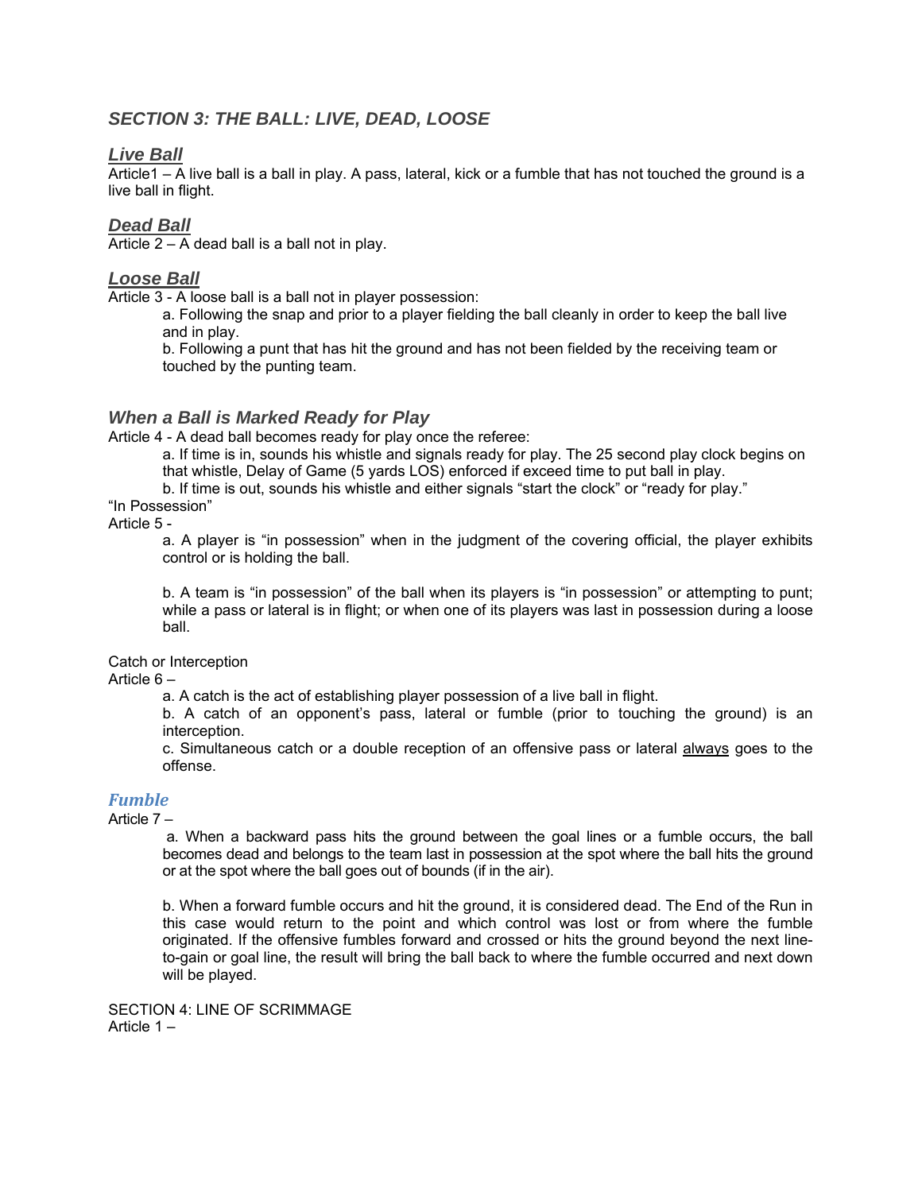## *SECTION 3: THE BALL: LIVE, DEAD, LOOSE*

### ***Live Ball***

Article1 – A live ball is a ball in play. A pass, lateral, kick or a fumble that has not touched the ground is a live ball in flight.

### ***Dead Ball***

Article 2 – A dead ball is a ball not in play.

### ***Loose Ball***

Article 3 - A loose ball is a ball not in player possession:

a. Following the snap and prior to a player fielding the ball cleanly in order to keep the ball live and in play.

b. Following a punt that has hit the ground and has not been fielded by the receiving team or touched by the punting team.

### *When a Ball is Marked Ready for Play*

Article 4 - A dead ball becomes ready for play once the referee:

a. If time is in, sounds his whistle and signals ready for play. The 25 second play clock begins on that whistle, Delay of Game (5 yards LOS) enforced if exceed time to put ball in play.

b. If time is out, sounds his whistle and either signals "start the clock" or "ready for play."

"In Possession"

Article 5 -

a. A player is "in possession" when in the judgment of the covering official, the player exhibits control or is holding the ball.

b. A team is "in possession" of the ball when its players is "in possession" or attempting to punt; while a pass or lateral is in flight; or when one of its players was last in possession during a loose ball.

Catch or Interception

Article 6 –

a. A catch is the act of establishing player possession of a live ball in flight.

b. A catch of an opponent's pass, lateral or fumble (prior to touching the ground) is an interception.

c. Simultaneous catch or a double reception of an offensive pass or lateral <u>always</u> goes to the offense.

### ***Fumble***

Article 7 –

a. When a backward pass hits the ground between the goal lines or a fumble occurs, the ball becomes dead and belongs to the team last in possession at the spot where the ball hits the ground or at the spot where the ball goes out of bounds (if in the air).

b. When a forward fumble occurs and hit the ground, it is considered dead. The End of the Run in this case would return to the point and which control was lost or from where the fumble originated. If the offensive fumbles forward and crossed or hits the ground beyond the next line-to-gain or goal line, the result will bring the ball back to where the fumble occurred and next down will be played.

SECTION 4: LINE OF SCRIMMAGE

Article 1 –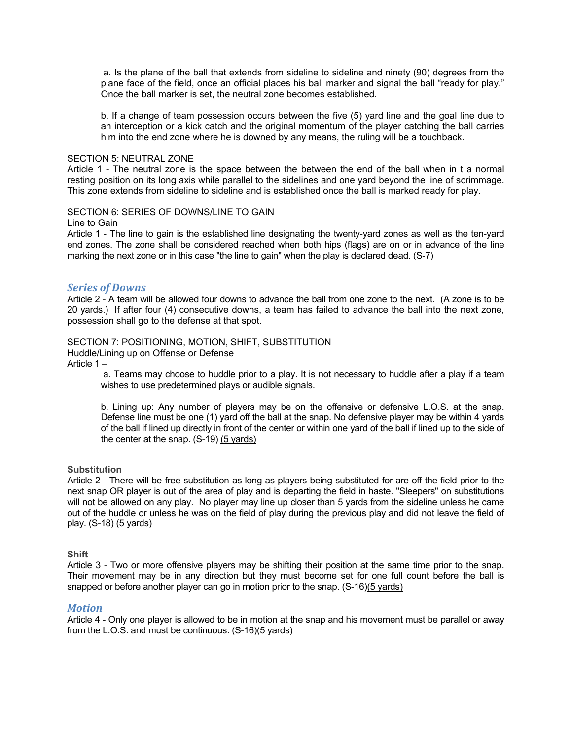a. Is the plane of the ball that extends from sideline to sideline and ninety (90) degrees from the plane face of the field, once an official places his ball marker and signal the ball "ready for play." Once the ball marker is set, the neutral zone becomes established.

b. If a change of team possession occurs between the five (5) yard line and the goal line due to an interception or a kick catch and the original momentum of the player catching the ball carries him into the end zone where he is downed by any means, the ruling will be a touchback.

SECTION 5: NEUTRAL ZONE

Article 1 - The neutral zone is the space between the between the end of the ball when in t a normal resting position on its long axis while parallel to the sidelines and one yard beyond the line of scrimmage. This zone extends from sideline to sideline and is established once the ball is marked ready for play.

SECTION 6: SERIES OF DOWNS/LINE TO GAIN

Line to Gain

Article 1 - The line to gain is the established line designating the twenty-yard zones as well as the ten-yard end zones. The zone shall be considered reached when both hips (flags) are on or in advance of the line marking the next zone or in this case "the line to gain" when the play is declared dead. (S-7)

### *Series of Downs*

Article 2 - A team will be allowed four downs to advance the ball from one zone to the next. (A zone is to be 20 yards.) If after four (4) consecutive downs, a team has failed to advance the ball into the next zone, possession shall go to the defense at that spot.

SECTION 7: POSITIONING, MOTION, SHIFT, SUBSTITUTION

Huddle/Lining up on Offense or Defense

Article 1 –

a. Teams may choose to huddle prior to a play. It is not necessary to huddle after a play if a team wishes to use predetermined plays or audible signals.

b. Lining up: Any number of players may be on the offensive or defensive L.O.S. at the snap. Defense line must be one (1) yard off the ball at the snap. No defensive player may be within 4 yards of the ball if lined up directly in front of the center or within one yard of the ball if lined up to the side of the center at the snap. (S-19) (5 yards)

**Substitution**

Article 2 - There will be free substitution as long as players being substituted for are off the field prior to the next snap OR player is out of the area of play and is departing the field in haste. "Sleepers" on substitutions will not be allowed on any play. No player may line up closer than 5 yards from the sideline unless he came out of the huddle or unless he was on the field of play during the previous play and did not leave the field of play. (S-18) (5 yards)

**Shift**

Article 3 - Two or more offensive players may be shifting their position at the same time prior to the snap. Their movement may be in any direction but they must become set for one full count before the ball is snapped or before another player can go in motion prior to the snap. (S-16)(5 yards)

### *Motion*

Article 4 - Only one player is allowed to be in motion at the snap and his movement must be parallel or away from the L.O.S. and must be continuous. (S-16)(5 yards)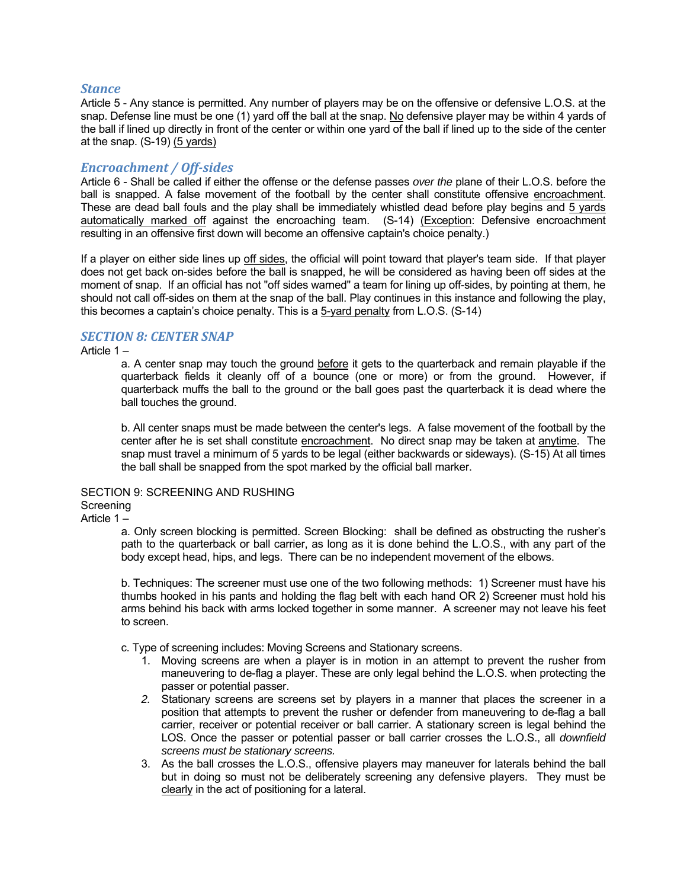### *Stance*

Article 5 - Any stance is permitted. Any number of players may be on the offensive or defensive L.O.S. at the snap. Defense line must be one (1) yard off the ball at the snap. No defensive player may be within 4 yards of the ball if lined up directly in front of the center or within one yard of the ball if lined up to the side of the center at the snap. (S-19) (5 yards)

### *Encroachment / Off-sides*

Article 6 - Shall be called if either the offense or the defense passes *over the* plane of their L.O.S. before the ball is snapped. A false movement of the football by the center shall constitute offensive encroachment. These are dead ball fouls and the play shall be immediately whistled dead before play begins and 5 yards automatically marked off against the encroaching team. (S-14) (Exception: Defensive encroachment resulting in an offensive first down will become an offensive captain's choice penalty.)

If a player on either side lines up off sides, the official will point toward that player's team side. If that player does not get back on-sides before the ball is snapped, he will be considered as having been off sides at the moment of snap. If an official has not "off sides warned" a team for lining up off-sides, by pointing at them, he should not call off-sides on them at the snap of the ball. Play continues in this instance and following the play, this becomes a captain's choice penalty. This is a 5-yard penalty from L.O.S. (S-14)

## *SECTION 8: CENTER SNAP*

Article 1 –

a. A center snap may touch the ground before it gets to the quarterback and remain playable if the quarterback fields it cleanly off of a bounce (one or more) or from the ground. However, if quarterback muffs the ball to the ground or the ball goes past the quarterback it is dead where the ball touches the ground.

b. All center snaps must be made between the center's legs. A false movement of the football by the center after he is set shall constitute encroachment. No direct snap may be taken at anytime. The snap must travel a minimum of 5 yards to be legal (either backwards or sideways). (S-15) At all times the ball shall be snapped from the spot marked by the official ball marker.

SECTION 9: SCREENING AND RUSHING

Screening

Article 1 –

a. Only screen blocking is permitted. Screen Blocking: shall be defined as obstructing the rusher's path to the quarterback or ball carrier, as long as it is done behind the L.O.S., with any part of the body except head, hips, and legs. There can be no independent movement of the elbows.

b. Techniques: The screener must use one of the two following methods: 1) Screener must have his thumbs hooked in his pants and holding the flag belt with each hand OR 2) Screener must hold his arms behind his back with arms locked together in some manner. A screener may not leave his feet to screen.

c. Type of screening includes: Moving Screens and Stationary screens.

1. Moving screens are when a player is in motion in an attempt to prevent the rusher from maneuvering to de-flag a player. These are only legal behind the L.O.S. when protecting the passer or potential passer.
2. Stationary screens are screens set by players in a manner that places the screener in a position that attempts to prevent the rusher or defender from maneuvering to de-flag a ball carrier, receiver or potential receiver or ball carrier. A stationary screen is legal behind the LOS. Once the passer or potential passer or ball carrier crosses the L.O.S., all *downfield screens must be stationary screens.*
3. As the ball crosses the L.O.S., offensive players may maneuver for laterals behind the ball but in doing so must not be deliberately screening any defensive players. They must be clearly in the act of positioning for a lateral.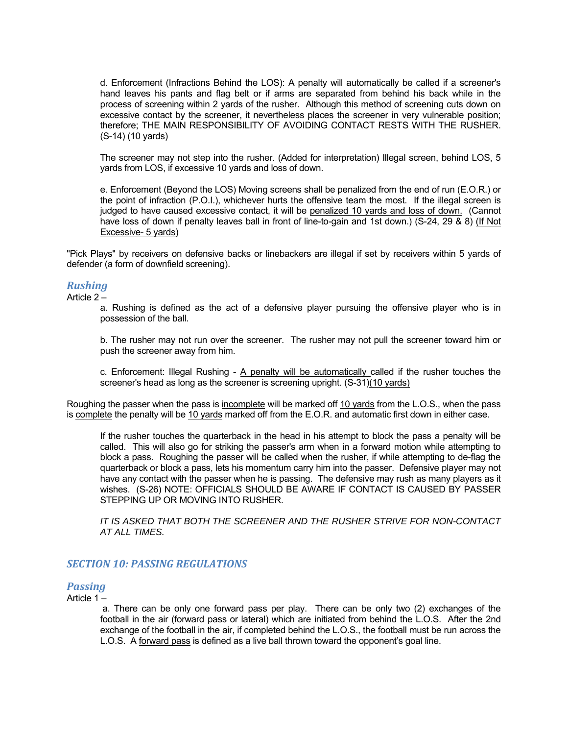d. Enforcement (Infractions Behind the LOS): A penalty will automatically be called if a screener's hand leaves his pants and flag belt or if arms are separated from behind his back while in the process of screening within 2 yards of the rusher. Although this method of screening cuts down on excessive contact by the screener, it nevertheless places the screener in very vulnerable position; therefore; THE MAIN RESPONSIBILITY OF AVOIDING CONTACT RESTS WITH THE RUSHER. (S-14) (10 yards)

The screener may not step into the rusher. (Added for interpretation) Illegal screen, behind LOS, 5 yards from LOS, if excessive 10 yards and loss of down.

e. Enforcement (Beyond the LOS) Moving screens shall be penalized from the end of run (E.O.R.) or the point of infraction (P.O.I.), whichever hurts the offensive team the most. If the illegal screen is judged to have caused excessive contact, it will be <u>penalized 10 yards and loss of down.</u> (Cannot have loss of down if penalty leaves ball in front of line-to-gain and 1st down.) (S-24, 29 & 8) <u>(If Not Excessive- 5 yards)</u>

"Pick Plays" by receivers on defensive backs or linebackers are illegal if set by receivers within 5 yards of defender (a form of downfield screening).

### Rushing

Article 2 –

a. Rushing is defined as the act of a defensive player pursuing the offensive player who is in possession of the ball.

b. The rusher may not run over the screener. The rusher may not pull the screener toward him or push the screener away from him.

c. Enforcement: Illegal Rushing - <u>A penalty will be automatically</u> called if the rusher touches the screener's head as long as the screener is screening upright. (S-31)<u>(10 yards)</u>

Roughing the passer when the pass is <u>incomplete</u> will be marked off <u>10 yards</u> from the L.O.S., when the pass is <u>complete</u> the penalty will be <u>10 yards</u> marked off from the E.O.R. and automatic first down in either case.

If the rusher touches the quarterback in the head in his attempt to block the pass a penalty will be called. This will also go for striking the passer's arm when in a forward motion while attempting to block a pass. Roughing the passer will be called when the rusher, if while attempting to de-flag the quarterback or block a pass, lets his momentum carry him into the passer. Defensive player may not have any contact with the passer when he is passing. The defensive may rush as many players as it wishes. (S-26) NOTE: OFFICIALS SHOULD BE AWARE IF CONTACT IS CAUSED BY PASSER STEPPING UP OR MOVING INTO RUSHER.

*IT IS ASKED THAT BOTH THE SCREENER AND THE RUSHER STRIVE FOR NON-CONTACT AT ALL TIMES.*

## SECTION 10: PASSING REGULATIONS

### Passing

Article 1 –

a. There can be only one forward pass per play. There can be only two (2) exchanges of the football in the air (forward pass or lateral) which are initiated from behind the L.O.S. After the 2nd exchange of the football in the air, if completed behind the L.O.S., the football must be run across the L.O.S. A <u>forward pass</u> is defined as a live ball thrown toward the opponent's goal line.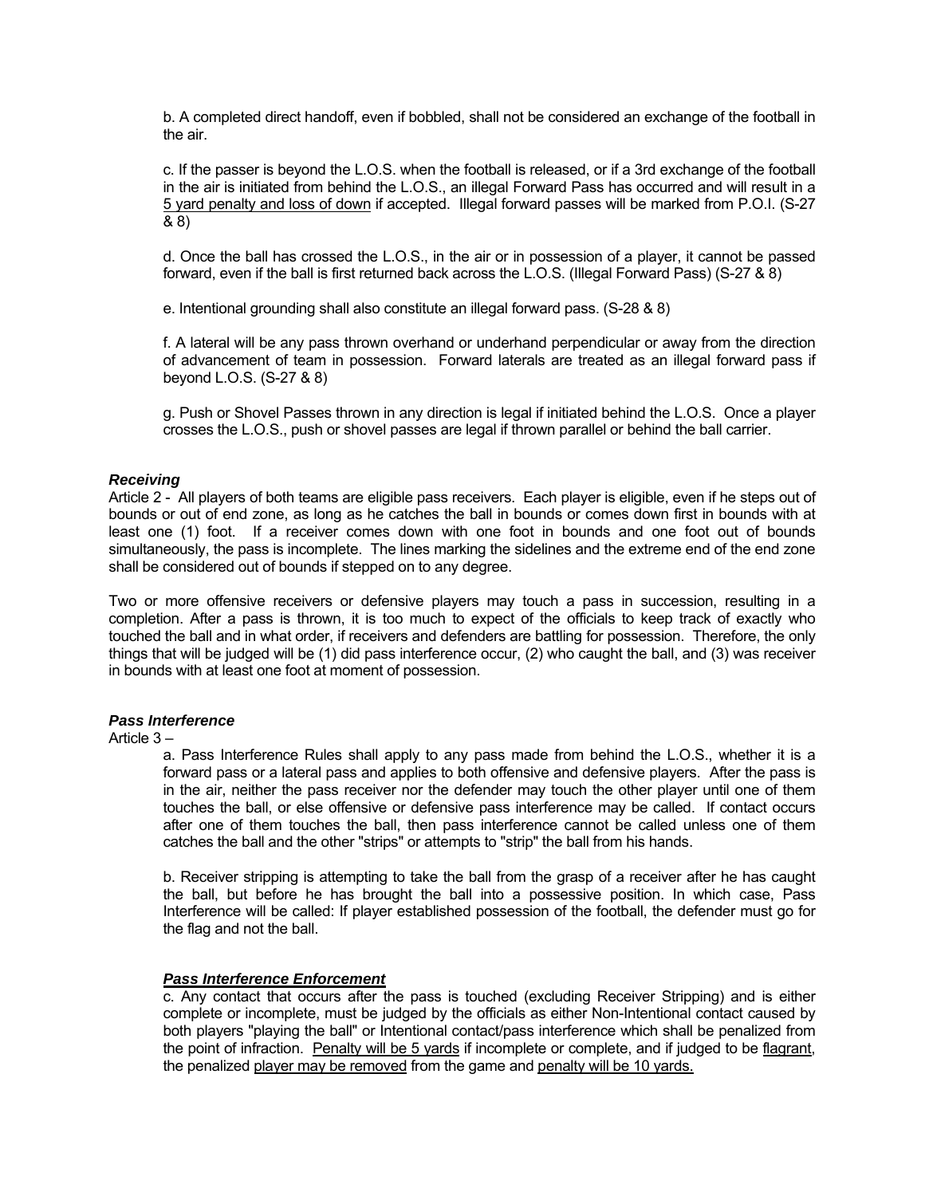b. A completed direct handoff, even if bobbled, shall not be considered an exchange of the football in the air.

c. If the passer is beyond the L.O.S. when the football is released, or if a 3rd exchange of the football in the air is initiated from behind the L.O.S., an illegal Forward Pass has occurred and will result in a <u>5 yard penalty and loss of down</u> if accepted. Illegal forward passes will be marked from P.O.I. (S-27 & 8)

d. Once the ball has crossed the L.O.S., in the air or in possession of a player, it cannot be passed forward, even if the ball is first returned back across the L.O.S. (Illegal Forward Pass) (S-27 & 8)

e. Intentional grounding shall also constitute an illegal forward pass. (S-28 & 8)

f. A lateral will be any pass thrown overhand or underhand perpendicular or away from the direction of advancement of team in possession. Forward laterals are treated as an illegal forward pass if beyond L.O.S. (S-27 & 8)

g. Push or Shovel Passes thrown in any direction is legal if initiated behind the L.O.S. Once a player crosses the L.O.S., push or shovel passes are legal if thrown parallel or behind the ball carrier.

### *Receiving*

Article 2 - All players of both teams are eligible pass receivers. Each player is eligible, even if he steps out of bounds or out of end zone, as long as he catches the ball in bounds or comes down first in bounds with at least one (1) foot. If a receiver comes down with one foot in bounds and one foot out of bounds simultaneously, the pass is incomplete. The lines marking the sidelines and the extreme end of the end zone shall be considered out of bounds if stepped on to any degree.

Two or more offensive receivers or defensive players may touch a pass in succession, resulting in a completion. After a pass is thrown, it is too much to expect of the officials to keep track of exactly who touched the ball and in what order, if receivers and defenders are battling for possession. Therefore, the only things that will be judged will be (1) did pass interference occur, (2) who caught the ball, and (3) was receiver in bounds with at least one foot at moment of possession.

### *Pass Interference*

Article 3 –

a. Pass Interference Rules shall apply to any pass made from behind the L.O.S., whether it is a forward pass or a lateral pass and applies to both offensive and defensive players. After the pass is in the air, neither the pass receiver nor the defender may touch the other player until one of them touches the ball, or else offensive or defensive pass interference may be called. If contact occurs after one of them touches the ball, then pass interference cannot be called unless one of them catches the ball and the other "strips" or attempts to "strip" the ball from his hands.

b. Receiver stripping is attempting to take the ball from the grasp of a receiver after he has caught the ball, but before he has brought the ball into a possessive position. In which case, Pass Interference will be called: If player established possession of the football, the defender must go for the flag and not the ball.

#### ***<u>Pass Interference Enforcement</u>***

c. Any contact that occurs after the pass is touched (excluding Receiver Stripping) and is either complete or incomplete, must be judged by the officials as either Non-Intentional contact caused by both players "playing the ball" or Intentional contact/pass interference which shall be penalized from the point of infraction. <u>Penalty will be 5 yards</u> if incomplete or complete, and if judged to be <u>flagrant</u>, the penalized <u>player may be removed</u> from the game and <u>penalty will be 10 yards.</u>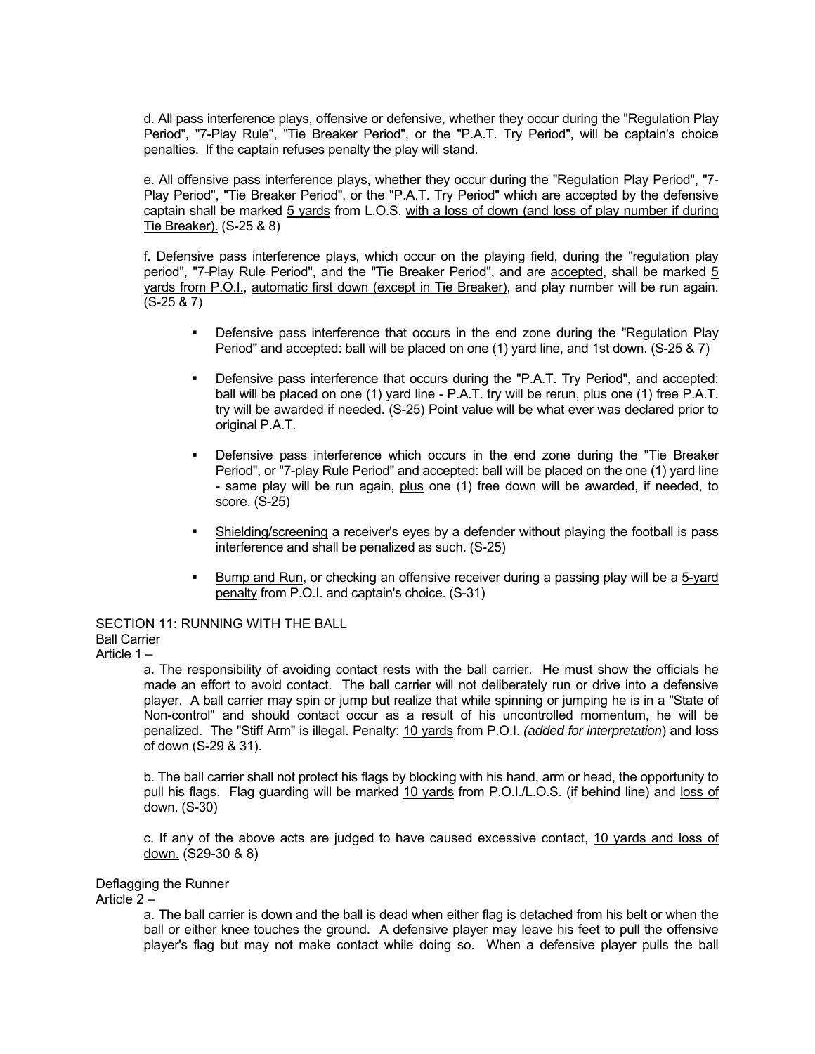d. All pass interference plays, offensive or defensive, whether they occur during the "Regulation Play Period", "7-Play Rule", "Tie Breaker Period", or the "P.A.T. Try Period", will be captain's choice penalties. If the captain refuses penalty the play will stand.

e. All offensive pass interference plays, whether they occur during the "Regulation Play Period", "7-Play Period", "Tie Breaker Period", or the "P.A.T. Try Period" which are <u>accepted</u> by the defensive captain shall be marked <u>5 yards</u> from L.O.S. <u>with a loss of down (and loss of play number if during Tie Breaker).</u> (S-25 & 8)

f. Defensive pass interference plays, which occur on the playing field, during the "regulation play period", "7-Play Rule Period", and the "Tie Breaker Period", and are <u>accepted</u>, shall be marked <u>5 yards from P.O.I.</u>, <u>automatic first down (except in Tie Breaker)</u>, and play number will be run again. (S-25 & 7)

- Defensive pass interference that occurs in the end zone during the "Regulation Play Period" and accepted: ball will be placed on one (1) yard line, and 1st down. (S-25 & 7)
- Defensive pass interference that occurs during the "P.A.T. Try Period", and accepted: ball will be placed on one (1) yard line - P.A.T. try will be rerun, plus one (1) free P.A.T. try will be awarded if needed. (S-25) Point value will be what ever was declared prior to original P.A.T.
- Defensive pass interference which occurs in the end zone during the "Tie Breaker Period", or "7-play Rule Period" and accepted: ball will be placed on the one (1) yard line - same play will be run again, <u>plus</u> one (1) free down will be awarded, if needed, to score. (S-25)
- <u>Shielding/screening</u> a receiver's eyes by a defender without playing the football is pass interference and shall be penalized as such. (S-25)
- <u>Bump and Run</u>, or checking an offensive receiver during a passing play will be a <u>5-yard penalty</u> from P.O.I. and captain's choice. (S-31)

SECTION 11: RUNNING WITH THE BALL

Ball Carrier

Article 1 –

a. The responsibility of avoiding contact rests with the ball carrier. He must show the officials he made an effort to avoid contact. The ball carrier will not deliberately run or drive into a defensive player. A ball carrier may spin or jump but realize that while spinning or jumping he is in a "State of Non-control" and should contact occur as a result of his uncontrolled momentum, he will be penalized. The "Stiff Arm" is illegal. Penalty: <u>10 yards</u> from P.O.I. *(added for interpretation*) and loss of down (S-29 & 31).

b. The ball carrier shall not protect his flags by blocking with his hand, arm or head, the opportunity to pull his flags. Flag guarding will be marked <u>10 yards</u> from P.O.I./L.O.S. (if behind line) and <u>loss of down</u>. (S-30)

c. If any of the above acts are judged to have caused excessive contact, <u>10 yards and loss of down.</u> (S29-30 & 8)

Deflagging the Runner

Article 2 –

a. The ball carrier is down and the ball is dead when either flag is detached from his belt or when the ball or either knee touches the ground. A defensive player may leave his feet to pull the offensive player's flag but may not make contact while doing so. When a defensive player pulls the ball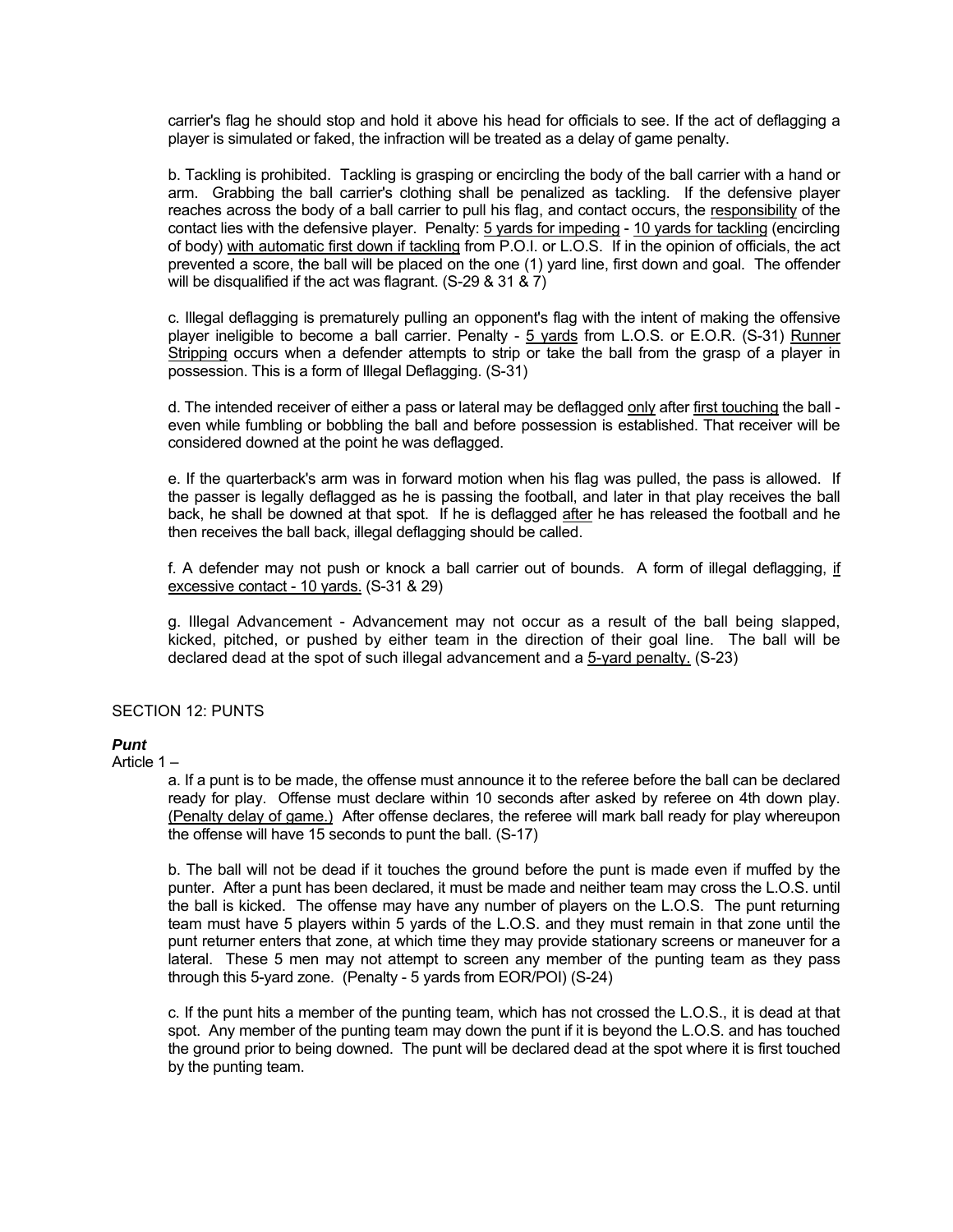carrier's flag he should stop and hold it above his head for officials to see. If the act of deflagging a player is simulated or faked, the infraction will be treated as a delay of game penalty.

b. Tackling is prohibited. Tackling is grasping or encircling the body of the ball carrier with a hand or arm. Grabbing the ball carrier's clothing shall be penalized as tackling. If the defensive player reaches across the body of a ball carrier to pull his flag, and contact occurs, the responsibility of the contact lies with the defensive player. Penalty: 5 yards for impeding - 10 yards for tackling (encircling of body) with automatic first down if tackling from P.O.I. or L.O.S. If in the opinion of officials, the act prevented a score, the ball will be placed on the one (1) yard line, first down and goal. The offender will be disqualified if the act was flagrant. (S-29 & 31 & 7)

c. Illegal deflagging is prematurely pulling an opponent's flag with the intent of making the offensive player ineligible to become a ball carrier. Penalty - 5 yards from L.O.S. or E.O.R. (S-31) Runner Stripping occurs when a defender attempts to strip or take the ball from the grasp of a player in possession. This is a form of Illegal Deflagging. (S-31)

d. The intended receiver of either a pass or lateral may be deflagged only after first touching the ball - even while fumbling or bobbling the ball and before possession is established. That receiver will be considered downed at the point he was deflagged.

e. If the quarterback's arm was in forward motion when his flag was pulled, the pass is allowed. If the passer is legally deflagged as he is passing the football, and later in that play receives the ball back, he shall be downed at that spot. If he is deflagged after he has released the football and he then receives the ball back, illegal deflagging should be called.

f. A defender may not push or knock a ball carrier out of bounds. A form of illegal deflagging, if excessive contact - 10 yards. (S-31 & 29)

g. Illegal Advancement - Advancement may not occur as a result of the ball being slapped, kicked, pitched, or pushed by either team in the direction of their goal line. The ball will be declared dead at the spot of such illegal advancement and a 5-yard penalty. (S-23)

## SECTION 12: PUNTS

***Punt***

Article 1 –

a. If a punt is to be made, the offense must announce it to the referee before the ball can be declared ready for play. Offense must declare within 10 seconds after asked by referee on 4th down play. (Penalty delay of game.) After offense declares, the referee will mark ball ready for play whereupon the offense will have 15 seconds to punt the ball. (S-17)

b. The ball will not be dead if it touches the ground before the punt is made even if muffed by the punter. After a punt has been declared, it must be made and neither team may cross the L.O.S. until the ball is kicked. The offense may have any number of players on the L.O.S. The punt returning team must have 5 players within 5 yards of the L.O.S. and they must remain in that zone until the punt returner enters that zone, at which time they may provide stationary screens or maneuver for a lateral. These 5 men may not attempt to screen any member of the punting team as they pass through this 5-yard zone. (Penalty - 5 yards from EOR/POI) (S-24)

c. If the punt hits a member of the punting team, which has not crossed the L.O.S., it is dead at that spot. Any member of the punting team may down the punt if it is beyond the L.O.S. and has touched the ground prior to being downed. The punt will be declared dead at the spot where it is first touched by the punting team.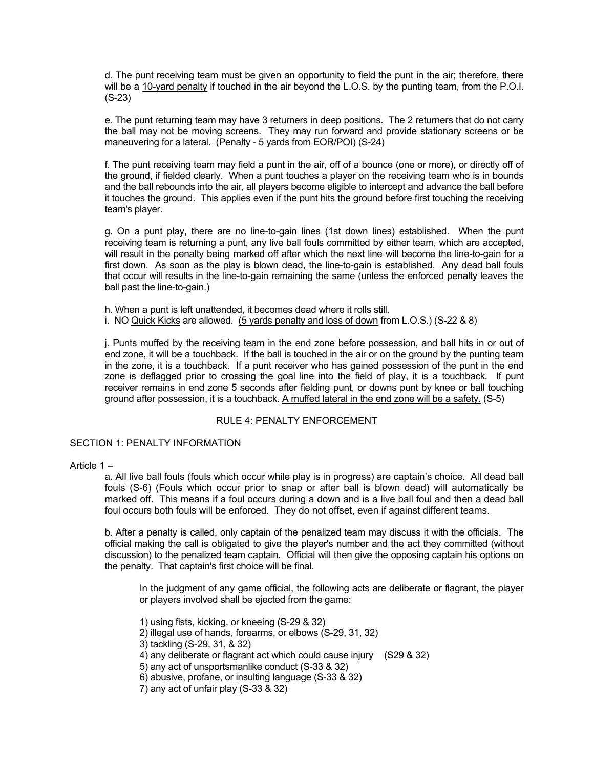d. The punt receiving team must be given an opportunity to field the punt in the air; therefore, there will be a <u>10-yard penalty</u> if touched in the air beyond the L.O.S. by the punting team, from the P.O.I. (S-23)

e. The punt returning team may have 3 returners in deep positions. The 2 returners that do not carry the ball may not be moving screens. They may run forward and provide stationary screens or be maneuvering for a lateral. (Penalty - 5 yards from EOR/POI) (S-24)

f. The punt receiving team may field a punt in the air, off of a bounce (one or more), or directly off of the ground, if fielded clearly. When a punt touches a player on the receiving team who is in bounds and the ball rebounds into the air, all players become eligible to intercept and advance the ball before it touches the ground. This applies even if the punt hits the ground before first touching the receiving team's player.

g. On a punt play, there are no line-to-gain lines (1st down lines) established. When the punt receiving team is returning a punt, any live ball fouls committed by either team, which are accepted, will result in the penalty being marked off after which the next line will become the line-to-gain for a first down. As soon as the play is blown dead, the line-to-gain is established. Any dead ball fouls that occur will results in the line-to-gain remaining the same (unless the enforced penalty leaves the ball past the line-to-gain.)

h. When a punt is left unattended, it becomes dead where it rolls still.
i. NO <u>Quick Kicks</u> are allowed. <u>(5 yards penalty and loss of down</u> from L.O.S.) (S-22 & 8)

j. Punts muffed by the receiving team in the end zone before possession, and ball hits in or out of end zone, it will be a touchback. If the ball is touched in the air or on the ground by the punting team in the zone, it is a touchback. If a punt receiver who has gained possession of the punt in the end zone is deflagged prior to crossing the goal line into the field of play, it is a touchback. If punt receiver remains in end zone 5 seconds after fielding punt, or downs punt by knee or ball touching ground after possession, it is a touchback. <u>A muffed lateral in the end zone will be a safety.</u> (S-5)

## RULE 4: PENALTY ENFORCEMENT

### SECTION 1: PENALTY INFORMATION

Article 1 –

a. All live ball fouls (fouls which occur while play is in progress) are captain's choice. All dead ball fouls (S-6) (Fouls which occur prior to snap or after ball is blown dead) will automatically be marked off. This means if a foul occurs during a down and is a live ball foul and then a dead ball foul occurs both fouls will be enforced. They do not offset, even if against different teams.

b. After a penalty is called, only captain of the penalized team may discuss it with the officials. The official making the call is obligated to give the player's number and the act they committed (without discussion) to the penalized team captain. Official will then give the opposing captain his options on the penalty. That captain's first choice will be final.

In the judgment of any game official, the following acts are deliberate or flagrant, the player or players involved shall be ejected from the game:

1) using fists, kicking, or kneeing (S-29 & 32)
2) illegal use of hands, forearms, or elbows (S-29, 31, 32)
3) tackling (S-29, 31, & 32)
4) any deliberate or flagrant act which could cause injury (S29 & 32)
5) any act of unsportsmanlike conduct (S-33 & 32)
6) abusive, profane, or insulting language (S-33 & 32)
7) any act of unfair play (S-33 & 32)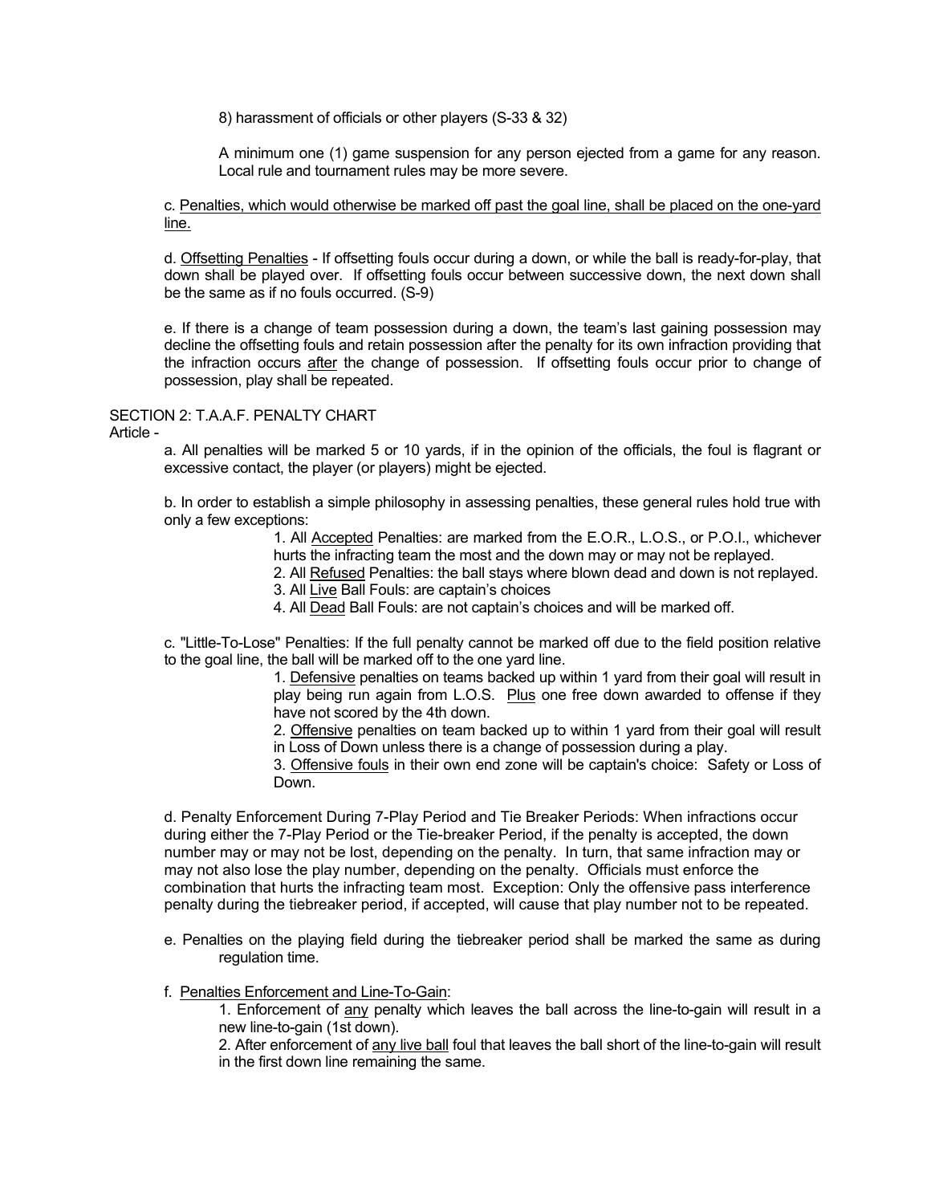8) harassment of officials or other players (S-33 & 32)

A minimum one (1) game suspension for any person ejected from a game for any reason. Local rule and tournament rules may be more severe.

c. <u>Penalties, which would otherwise be marked off past the goal line, shall be placed on the one-yard line.</u>

d. <u>Offsetting Penalties</u> - If offsetting fouls occur during a down, or while the ball is ready-for-play, that down shall be played over. If offsetting fouls occur between successive down, the next down shall be the same as if no fouls occurred. (S-9)

e. If there is a change of team possession during a down, the team's last gaining possession may decline the offsetting fouls and retain possession after the penalty for its own infraction providing that the infraction occurs <u>after</u> the change of possession. If offsetting fouls occur prior to change of possession, play shall be repeated.

SECTION 2: T.A.A.F. PENALTY CHART

Article -

a. All penalties will be marked 5 or 10 yards, if in the opinion of the officials, the foul is flagrant or excessive contact, the player (or players) might be ejected.

b. In order to establish a simple philosophy in assessing penalties, these general rules hold true with only a few exceptions:

1. All <u>Accepted</u> Penalties: are marked from the E.O.R., L.O.S., or P.O.I., whichever hurts the infracting team the most and the down may or may not be replayed.
2. All <u>Refused</u> Penalties: the ball stays where blown dead and down is not replayed.
3. All <u>Live</u> Ball Fouls: are captain's choices
4. All <u>Dead</u> Ball Fouls: are not captain's choices and will be marked off.

c. "Little-To-Lose" Penalties: If the full penalty cannot be marked off due to the field position relative to the goal line, the ball will be marked off to the one yard line.

1. <u>Defensive</u> penalties on teams backed up within 1 yard from their goal will result in play being run again from L.O.S. <u>Plus</u> one free down awarded to offense if they have not scored by the 4th down.
2. <u>Offensive</u> penalties on team backed up to within 1 yard from their goal will result in Loss of Down unless there is a change of possession during a play.
3. <u>Offensive fouls</u> in their own end zone will be captain's choice: Safety or Loss of Down.

d. Penalty Enforcement During 7-Play Period and Tie Breaker Periods: When infractions occur during either the 7-Play Period or the Tie-breaker Period, if the penalty is accepted, the down number may or may not be lost, depending on the penalty. In turn, that same infraction may or may not also lose the play number, depending on the penalty. Officials must enforce the combination that hurts the infracting team most. Exception: Only the offensive pass interference penalty during the tiebreaker period, if accepted, will cause that play number not to be repeated.

e. Penalties on the playing field during the tiebreaker period shall be marked the same as during regulation time.

f. <u>Penalties Enforcement and Line-To-Gain</u>:

1. Enforcement of <u>any</u> penalty which leaves the ball across the line-to-gain will result in a new line-to-gain (1st down).
2. After enforcement of <u>any live ball</u> foul that leaves the ball short of the line-to-gain will result in the first down line remaining the same.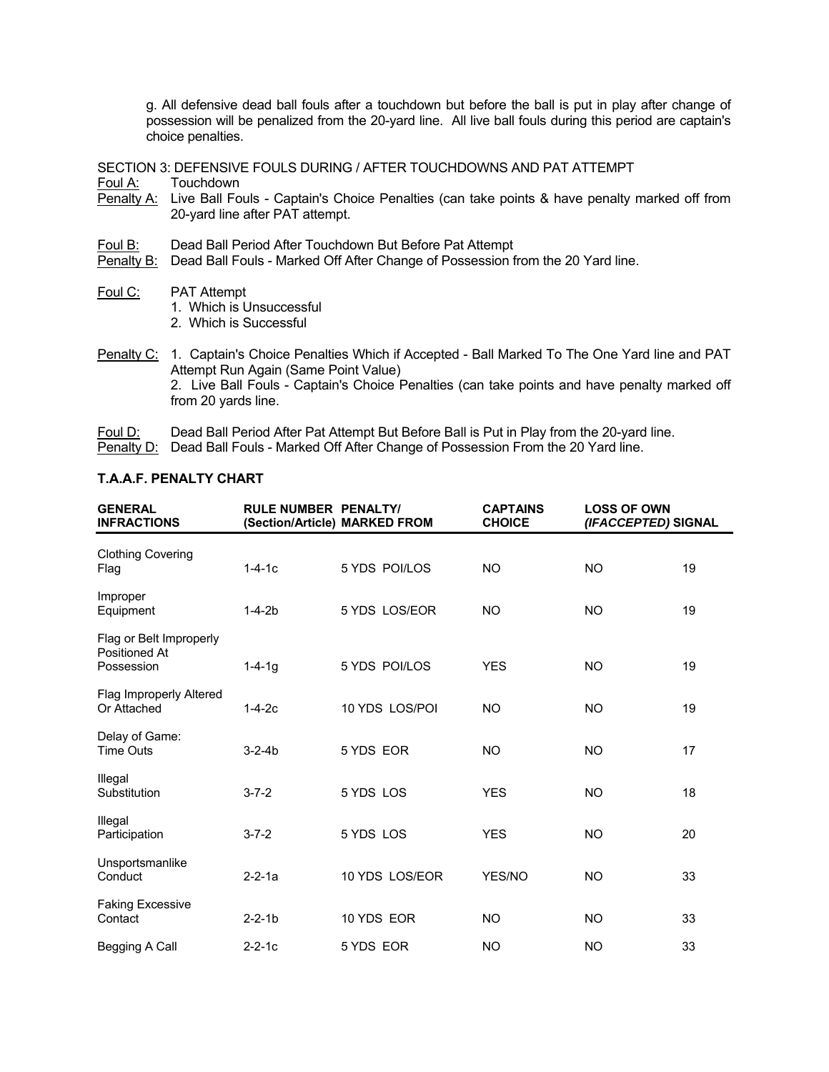g. All defensive dead ball fouls after a touchdown but before the ball is put in play after change of possession will be penalized from the 20-yard line. All live ball fouls during this period are captain's choice penalties.

SECTION 3: DEFENSIVE FOULS DURING / AFTER TOUCHDOWNS AND PAT ATTEMPT

Foul A: Touchdown

Penalty A: Live Ball Fouls - Captain's Choice Penalties (can take points & have penalty marked off from 20-yard line after PAT attempt.

Foul B: Dead Ball Period After Touchdown But Before Pat Attempt

Penalty B: Dead Ball Fouls - Marked Off After Change of Possession from the 20 Yard line.

Foul C: PAT Attempt
1. Which is Unsuccessful
2. Which is Successful

Penalty C: 1. Captain's Choice Penalties Which if Accepted - Ball Marked To The One Yard line and PAT Attempt Run Again (Same Point Value)
2. Live Ball Fouls - Captain's Choice Penalties (can take points and have penalty marked off from 20 yards line.

Foul D: Dead Ball Period After Pat Attempt But Before Ball is Put in Play from the 20-yard line.

Penalty D: Dead Ball Fouls - Marked Off After Change of Possession From the 20 Yard line.

**T.A.A.F. PENALTY CHART**

| GENERAL INFRACTIONS | RULE NUMBER (Section/Article) | PENALTY/ MARKED FROM | CAPTAINS CHOICE | LOSS OF OWN *(IFACCEPTED)* | SIGNAL |
|---|---|---|---|---|---|
| Clothing Covering Flag | 1-4-1c | 5 YDS POI/LOS | NO | NO | 19 |
| Improper Equipment | 1-4-2b | 5 YDS LOS/EOR | NO | NO | 19 |
| Flag or Belt Improperly Positioned At Possession | 1-4-1g | 5 YDS POI/LOS | YES | NO | 19 |
| Flag Improperly Altered Or Attached | 1-4-2c | 10 YDS LOS/POI | NO | NO | 19 |
| Delay of Game: Time Outs | 3-2-4b | 5 YDS EOR | NO | NO | 17 |
| Illegal Substitution | 3-7-2 | 5 YDS LOS | YES | NO | 18 |
| Illegal Participation | 3-7-2 | 5 YDS LOS | YES | NO | 20 |
| Unsportsmanlike Conduct | 2-2-1a | 10 YDS LOS/EOR | YES/NO | NO | 33 |
| Faking Excessive Contact | 2-2-1b | 10 YDS EOR | NO | NO | 33 |
| Begging A Call | 2-2-1c | 5 YDS EOR | NO | NO | 33 |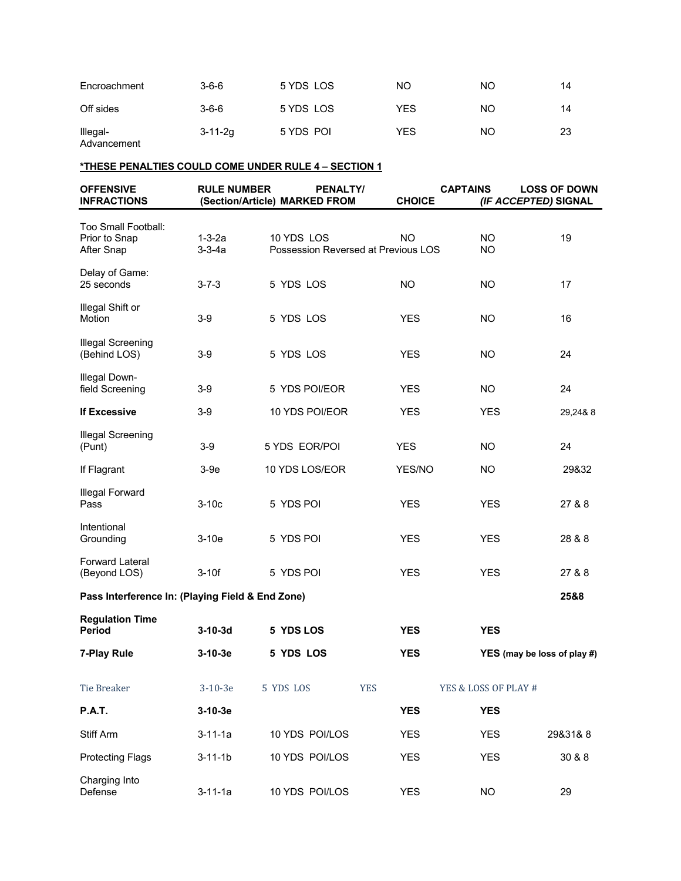| | | | | | |
|---|---|---|---|---|---|
| Encroachment | 3-6-6 | 5 YDS LOS | NO | NO | 14 |
| Off sides | 3-6-6 | 5 YDS LOS | YES | NO | 14 |
| Illegal-Advancement | 3-11-2g | 5 YDS POI | YES | NO | 23 |

**\*THESE PENALTIES COULD COME UNDER RULE 4 – SECTION 1**

| OFFENSIVE INFRACTIONS | RULE NUMBER (Section/Article) | PENALTY/ MARKED FROM | CHOICE | CAPTAINS LOSS OF DOWN *(IF ACCEPTED)* | SIGNAL |
|---|---|---|---|---|---|
| Too Small Football: | | | | | |
| Prior to Snap | 1-3-2a | 10 YDS LOS | NO | NO | 19 |
| After Snap | 3-3-4a | Possession Reversed at Previous LOS | | NO | |
| Delay of Game: 25 seconds | 3-7-3 | 5 YDS LOS | NO | NO | 17 |
| Illegal Shift or Motion | 3-9 | 5 YDS LOS | YES | NO | 16 |
| Illegal Screening (Behind LOS) | 3-9 | 5 YDS LOS | YES | NO | 24 |
| Illegal Down-field Screening | 3-9 | 5 YDS POI/EOR | YES | NO | 24 |
| **If Excessive** | 3-9 | 10 YDS POI/EOR | YES | YES | 29,24& 8 |
| Illegal Screening (Punt) | 3-9 | 5 YDS EOR/POI | YES | NO | 24 |
| If Flagrant | 3-9e | 10 YDS LOS/EOR | YES/NO | NO | 29&32 |
| Illegal Forward Pass | 3-10c | 5 YDS POI | YES | YES | 27 & 8 |
| Intentional Grounding | 3-10e | 5 YDS POI | YES | YES | 28 & 8 |
| Forward Lateral (Beyond LOS) | 3-10f | 5 YDS POI | YES | YES | 27 & 8 |
| **Pass Interference In: (Playing Field & End Zone)** | | | | | **25&8** |
| **Regulation Time Period** | **3-10-3d** | **5 YDS LOS** | **YES** | **YES** | |
| **7-Play Rule** | **3-10-3e** | **5 YDS LOS** | **YES** | **YES (may be loss of play #)** | |
| Tie Breaker | 3-10-3e | 5 YDS LOS | YES | YES & LOSS OF PLAY # | |
| **P.A.T.** | **3-10-3e** | | **YES** | **YES** | |
| Stiff Arm | 3-11-1a | 10 YDS POI/LOS | YES | YES | 29&31& 8 |
| Protecting Flags | 3-11-1b | 10 YDS POI/LOS | YES | YES | 30 & 8 |
| Charging Into Defense | 3-11-1a | 10 YDS POI/LOS | YES | NO | 29 |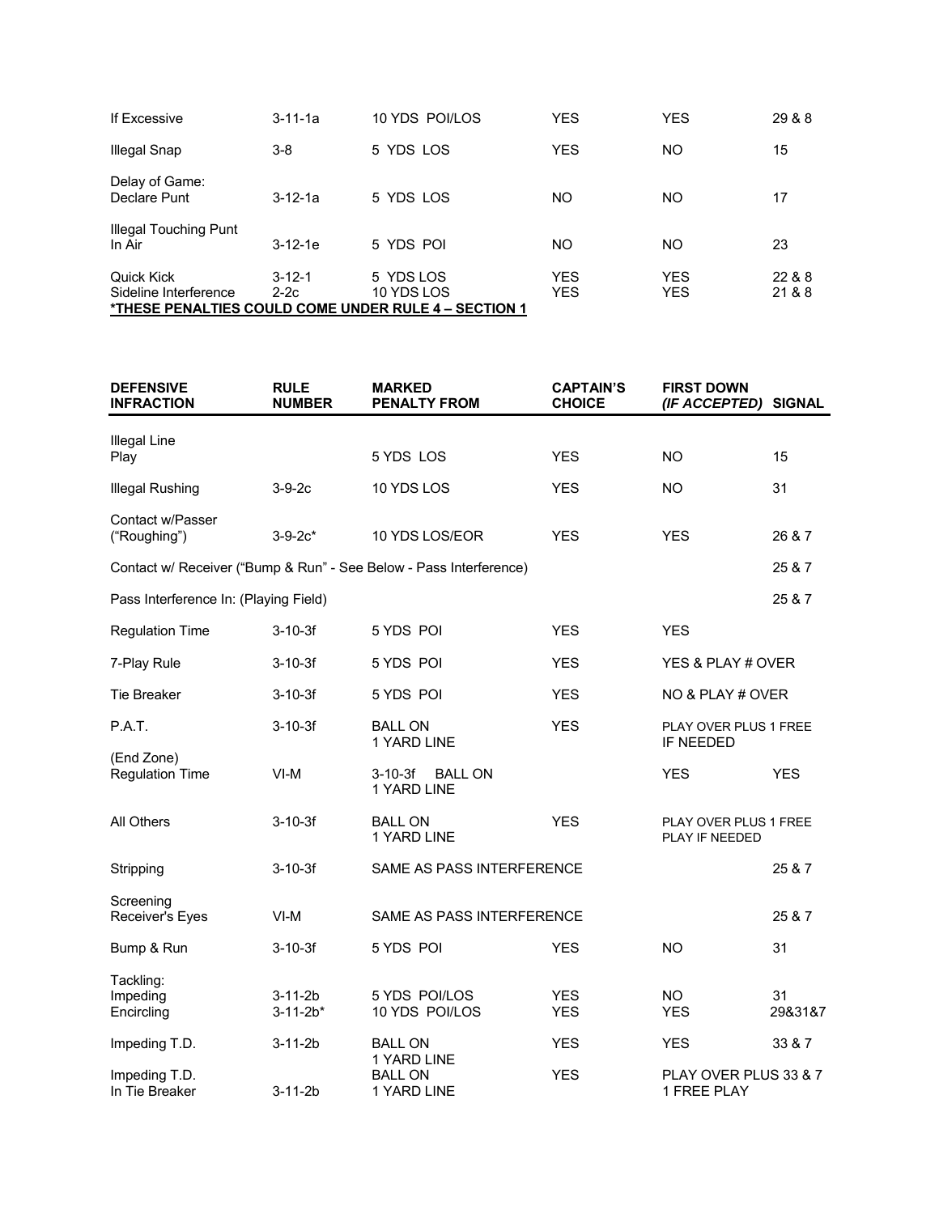| | | | | | |
|---|---|---|---|---|---|
| If Excessive | 3-11-1a | 10 YDS POI/LOS | YES | YES | 29 & 8 |
| Illegal Snap | 3-8 | 5 YDS LOS | YES | NO | 15 |
| Delay of Game: Declare Punt | 3-12-1a | 5 YDS LOS | NO | NO | 17 |
| Illegal Touching Punt In Air | 3-12-1e | 5 YDS POI | NO | NO | 23 |
| Quick Kick | 3-12-1 | 5 YDS LOS | YES | YES | 22 & 8 |
| Sideline Interference | 2-2c | 10 YDS LOS | YES | YES | 21 & 8 |

***THESE PENALTIES COULD COME UNDER RULE 4 – SECTION 1**

| DEFENSIVE INFRACTION | RULE NUMBER | MARKED PENALTY FROM | CAPTAIN'S CHOICE | FIRST DOWN *(IF ACCEPTED)* | SIGNAL |
|---|---|---|---|---|---|
| Illegal Line Play | | 5 YDS LOS | YES | NO | 15 |
| Illegal Rushing | 3-9-2c | 10 YDS LOS | YES | NO | 31 |
| Contact w/Passer ("Roughing") | 3-9-2c* | 10 YDS LOS/EOR | YES | YES | 26 & 7 |
| Contact w/ Receiver ("Bump & Run" - See Below - Pass Interference) | | | | | 25 & 7 |
| Pass Interference In: (Playing Field) | | | | | 25 & 7 |
| Regulation Time | 3-10-3f | 5 YDS POI | YES | YES | |
| 7-Play Rule | 3-10-3f | 5 YDS POI | YES | YES & PLAY # OVER | |
| Tie Breaker | 3-10-3f | 5 YDS POI | YES | NO & PLAY # OVER | |
| P.A.T. | 3-10-3f | BALL ON 1 YARD LINE | YES | PLAY OVER PLUS 1 FREE IF NEEDED | |
| (End Zone) Regulation Time | VI-M | 3-10-3f BALL ON 1 YARD LINE | | YES | YES |
| All Others | 3-10-3f | BALL ON 1 YARD LINE | YES | PLAY OVER PLUS 1 FREE PLAY IF NEEDED | |
| Stripping | 3-10-3f | SAME AS PASS INTERFERENCE | | | 25 & 7 |
| Screening Receiver's Eyes | VI-M | SAME AS PASS INTERFERENCE | | | 25 & 7 |
| Bump & Run | 3-10-3f | 5 YDS POI | YES | NO | 31 |
| Tackling: Impeding | 3-11-2b | 5 YDS POI/LOS | YES | NO | 31 |
| Encircling | 3-11-2b* | 10 YDS POI/LOS | YES | YES | 29&31&7 |
| Impeding T.D. | 3-11-2b | BALL ON 1 YARD LINE | YES | YES | 33 & 7 |
| Impeding T.D. In Tie Breaker | 3-11-2b | BALL ON 1 YARD LINE | YES | PLAY OVER PLUS 1 FREE PLAY | 33 & 7 |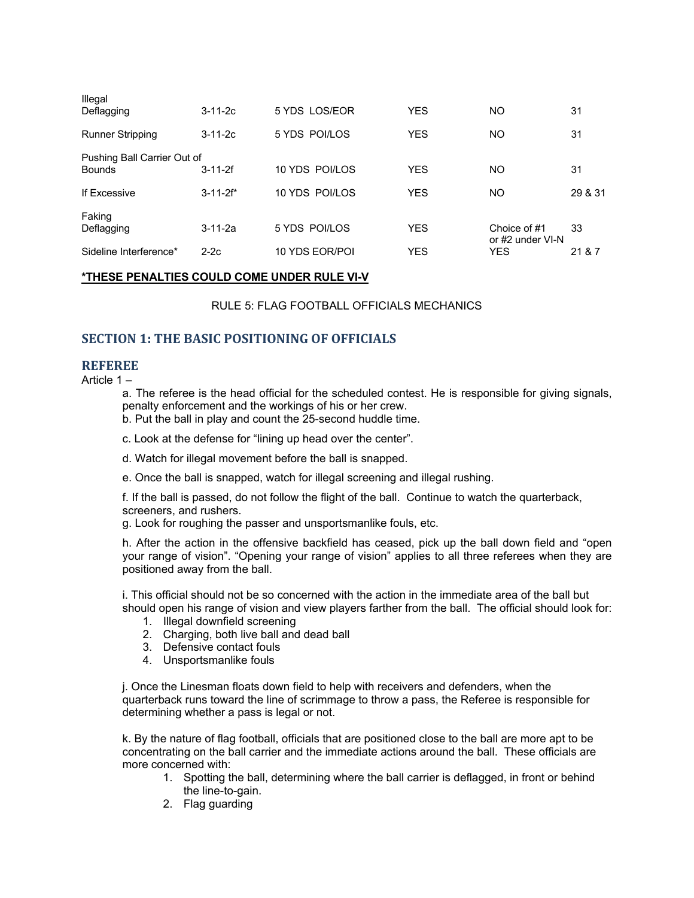| | | | | | |
|---|---|---|---|---|---|
| Illegal Deflagging | 3-11-2c | 5 YDS LOS/EOR | YES | NO | 31 |
| Runner Stripping | 3-11-2c | 5 YDS POI/LOS | YES | NO | 31 |
| Pushing Ball Carrier Out of Bounds | 3-11-2f | 10 YDS POI/LOS | YES | NO | 31 |
| If Excessive | 3-11-2f* | 10 YDS POI/LOS | YES | NO | 29 & 31 |
| Faking Deflagging | 3-11-2a | 5 YDS POI/LOS | YES | Choice of #1 or #2 under VI-N | 33 |
| Sideline Interference* | 2-2c | 10 YDS EOR/POI | YES | YES | 21 & 7 |

**\*THESE PENALTIES COULD COME UNDER RULE VI-V**

RULE 5: FLAG FOOTBALL OFFICIALS MECHANICS

## SECTION 1: THE BASIC POSITIONING OF OFFICIALS

### REFEREE

Article 1 –

a. The referee is the head official for the scheduled contest. He is responsible for giving signals, penalty enforcement and the workings of his or her crew.

b. Put the ball in play and count the 25-second huddle time.

c. Look at the defense for "lining up head over the center".

d. Watch for illegal movement before the ball is snapped.

e. Once the ball is snapped, watch for illegal screening and illegal rushing.

f. If the ball is passed, do not follow the flight of the ball. Continue to watch the quarterback, screeners, and rushers.

g. Look for roughing the passer and unsportsmanlike fouls, etc.

h. After the action in the offensive backfield has ceased, pick up the ball down field and "open your range of vision". "Opening your range of vision" applies to all three referees when they are positioned away from the ball.

i. This official should not be so concerned with the action in the immediate area of the ball but should open his range of vision and view players farther from the ball. The official should look for:

1. Illegal downfield screening
2. Charging, both live ball and dead ball
3. Defensive contact fouls
4. Unsportsmanlike fouls

j. Once the Linesman floats down field to help with receivers and defenders, when the quarterback runs toward the line of scrimmage to throw a pass, the Referee is responsible for determining whether a pass is legal or not.

k. By the nature of flag football, officials that are positioned close to the ball are more apt to be concentrating on the ball carrier and the immediate actions around the ball. These officials are more concerned with:

1. Spotting the ball, determining where the ball carrier is deflagged, in front or behind the line-to-gain.
2. Flag guarding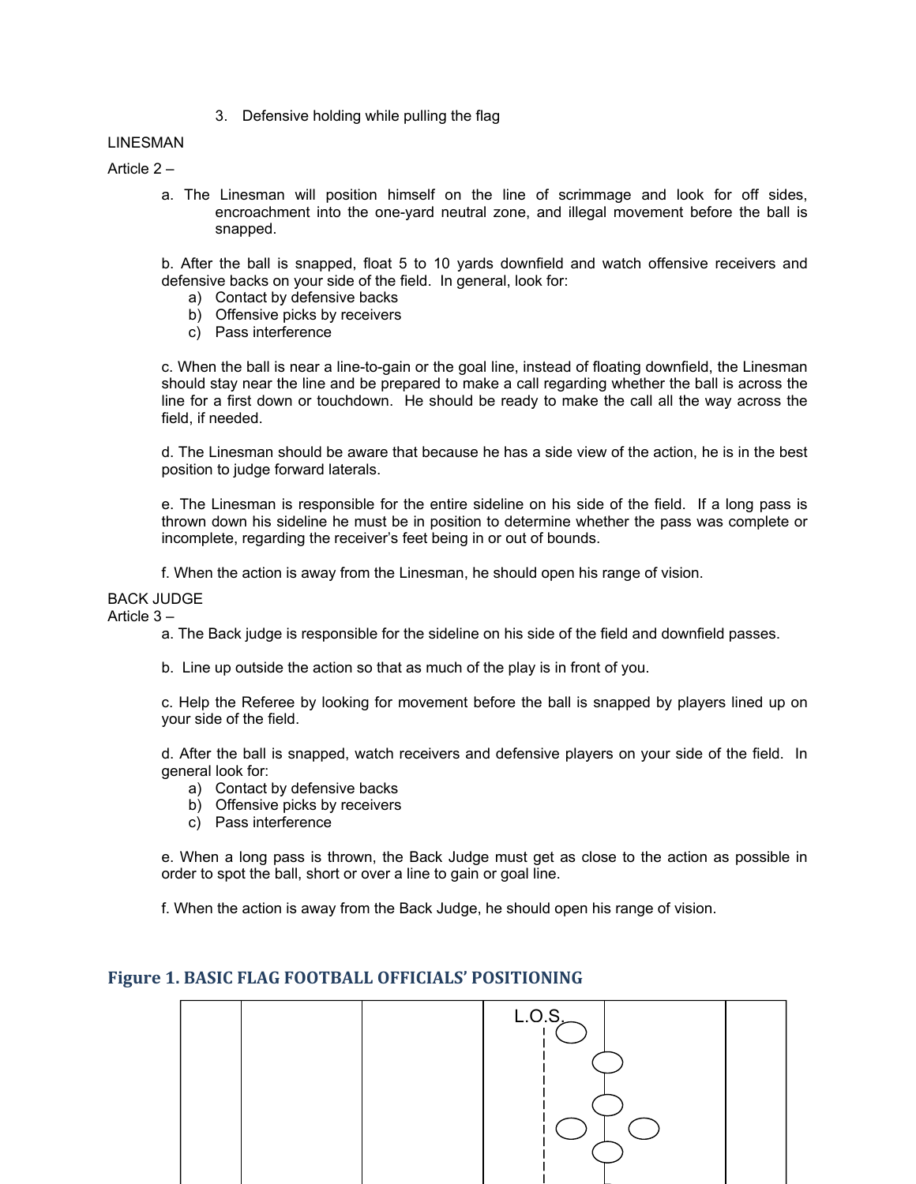3. Defensive holding while pulling the flag

LINESMAN

Article 2 –

a. The Linesman will position himself on the line of scrimmage and look for off sides, encroachment into the one-yard neutral zone, and illegal movement before the ball is snapped.

b. After the ball is snapped, float 5 to 10 yards downfield and watch offensive receivers and defensive backs on your side of the field. In general, look for:

a) Contact by defensive backs
b) Offensive picks by receivers
c) Pass interference

c. When the ball is near a line-to-gain or the goal line, instead of floating downfield, the Linesman should stay near the line and be prepared to make a call regarding whether the ball is across the line for a first down or touchdown. He should be ready to make the call all the way across the field, if needed.

d. The Linesman should be aware that because he has a side view of the action, he is in the best position to judge forward laterals.

e. The Linesman is responsible for the entire sideline on his side of the field. If a long pass is thrown down his sideline he must be in position to determine whether the pass was complete or incomplete, regarding the receiver's feet being in or out of bounds.

f. When the action is away from the Linesman, he should open his range of vision.

BACK JUDGE

Article 3 –

a. The Back judge is responsible for the sideline on his side of the field and downfield passes.

b. Line up outside the action so that as much of the play is in front of you.

c. Help the Referee by looking for movement before the ball is snapped by players lined up on your side of the field.

d. After the ball is snapped, watch receivers and defensive players on your side of the field. In general look for:

a) Contact by defensive backs
b) Offensive picks by receivers
c) Pass interference

e. When a long pass is thrown, the Back Judge must get as close to the action as possible in order to spot the ball, short or over a line to gain or goal line.

f. When the action is away from the Back Judge, he should open his range of vision.

## Figure 1. BASIC FLAG FOOTBALL OFFICIALS' POSITIONING

L.O.S.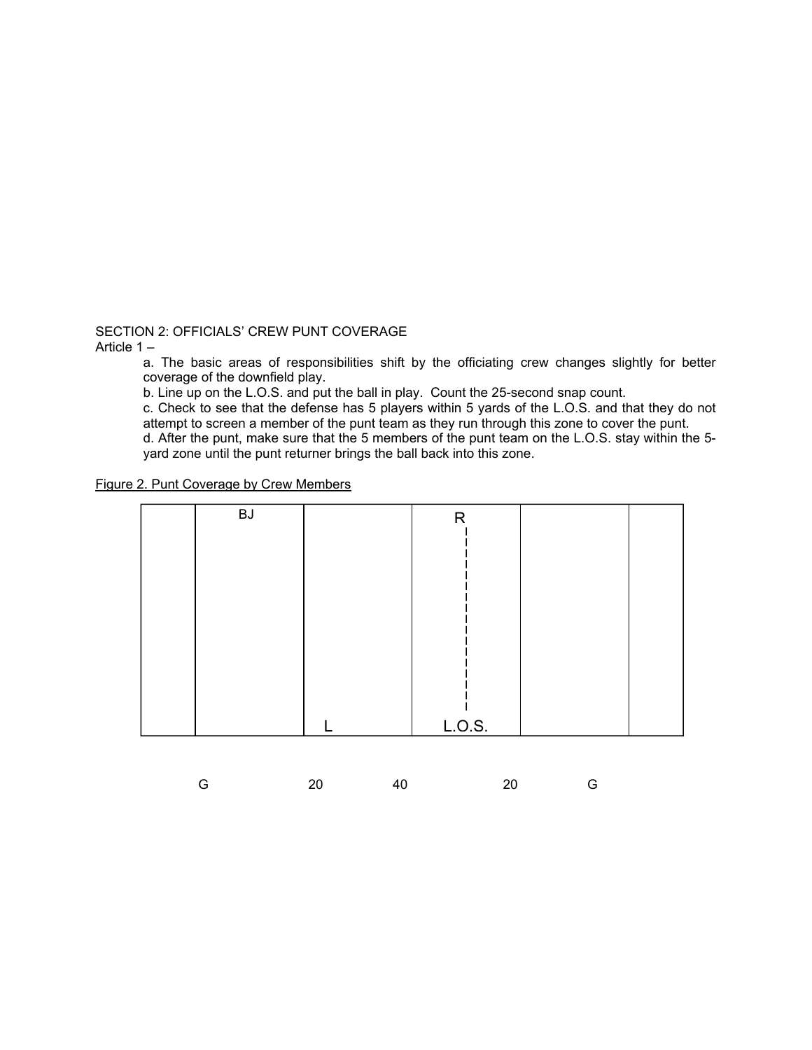SECTION 2: OFFICIALS' CREW PUNT COVERAGE

Article 1 –

a. The basic areas of responsibilities shift by the officiating crew changes slightly for better coverage of the downfield play.

b. Line up on the L.O.S. and put the ball in play. Count the 25-second snap count.

c. Check to see that the defense has 5 players within 5 yards of the L.O.S. and that they do not attempt to screen a member of the punt team as they run through this zone to cover the punt.

d. After the punt, make sure that the 5 members of the punt team on the L.O.S. stay within the 5-yard zone until the punt returner brings the ball back into this zone.

Figure 2. Punt Coverage by Crew Members

BJ

R

L

L.O.S.

G 20 40 20 G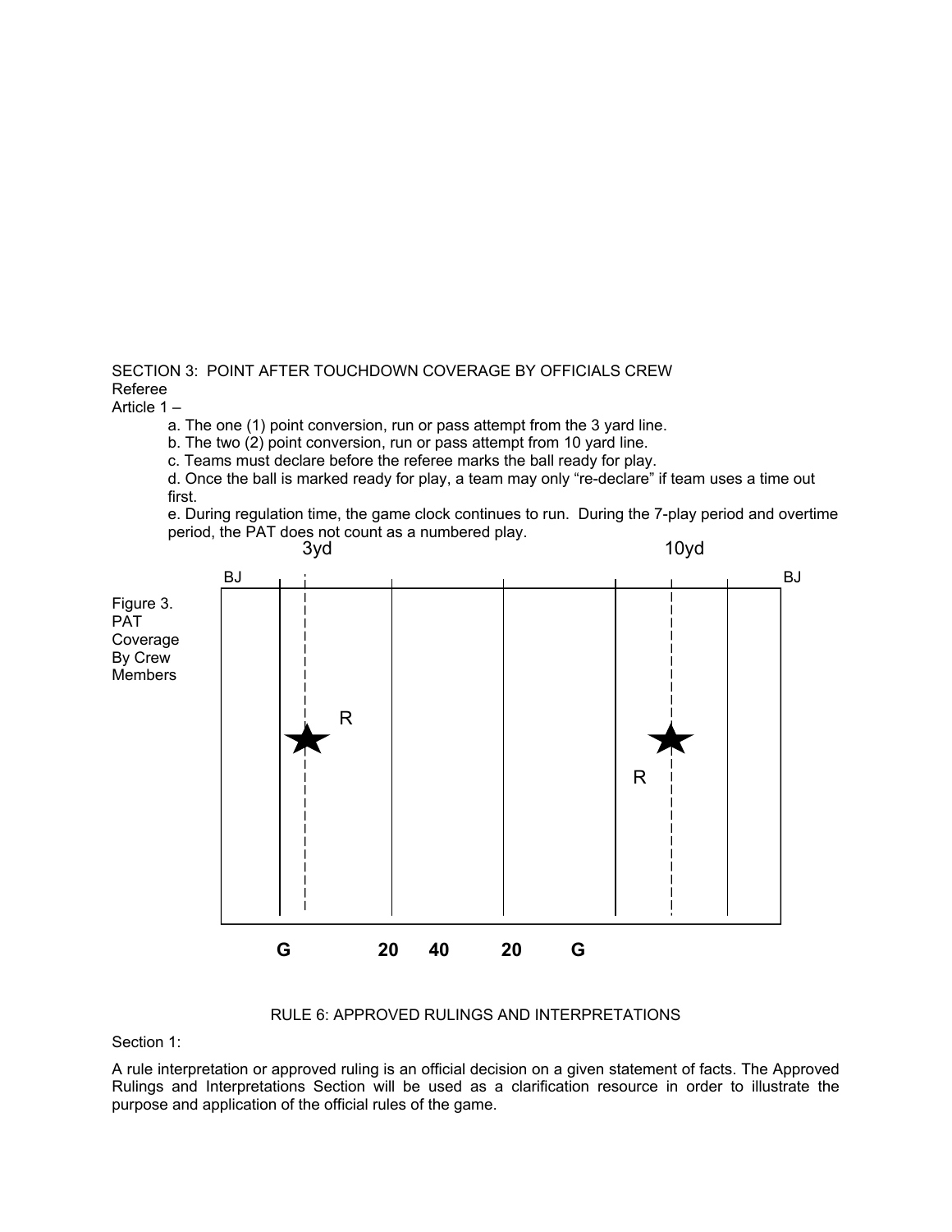SECTION 3: POINT AFTER TOUCHDOWN COVERAGE BY OFFICIALS CREW

Referee

Article 1 –

a. The one (1) point conversion, run or pass attempt from the 3 yard line.

b. The two (2) point conversion, run or pass attempt from 10 yard line.

c. Teams must declare before the referee marks the ball ready for play.

d. Once the ball is marked ready for play, a team may only “re-declare” if team uses a time out first.

e. During regulation time, the game clock continues to run. During the 7-play period and overtime period, the PAT does not count as a numbered play.

Figure 3. PAT Coverage By Crew Members

3yd 10yd

BJ BJ

R R

G 20 40 20 G

RULE 6: APPROVED RULINGS AND INTERPRETATIONS

Section 1:

A rule interpretation or approved ruling is an official decision on a given statement of facts. The Approved Rulings and Interpretations Section will be used as a clarification resource in order to illustrate the purpose and application of the official rules of the game.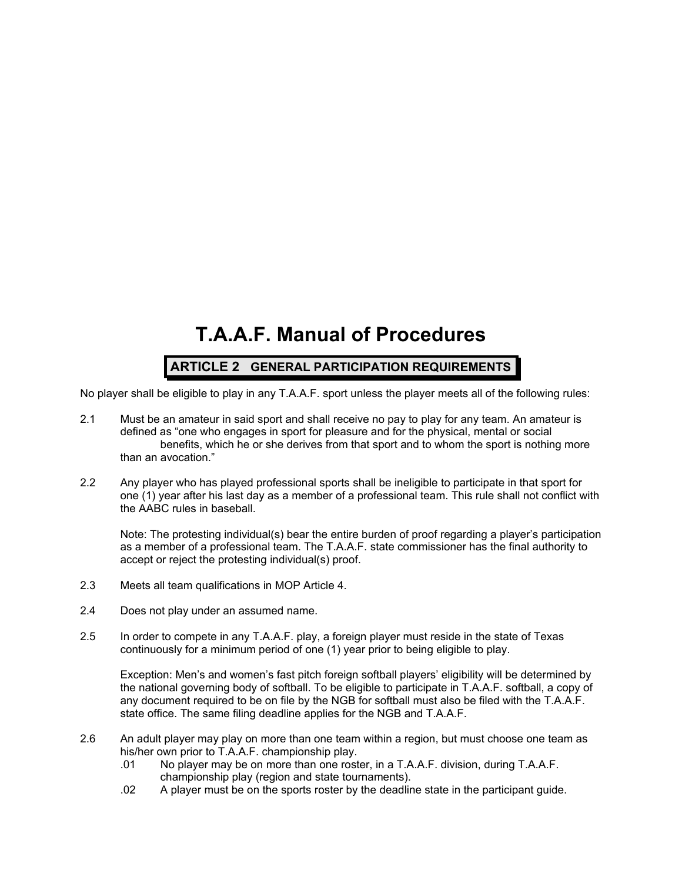# T.A.A.F. Manual of Procedures

## ARTICLE 2 GENERAL PARTICIPATION REQUIREMENTS

No player shall be eligible to play in any T.A.A.F. sport unless the player meets all of the following rules:

2.1 Must be an amateur in said sport and shall receive no pay to play for any team. An amateur is defined as "one who engages in sport for pleasure and for the physical, mental or social benefits, which he or she derives from that sport and to whom the sport is nothing more than an avocation."

2.2 Any player who has played professional sports shall be ineligible to participate in that sport for one (1) year after his last day as a member of a professional team. This rule shall not conflict with the AABC rules in baseball.

Note: The protesting individual(s) bear the entire burden of proof regarding a player's participation as a member of a professional team. The T.A.A.F. state commissioner has the final authority to accept or reject the protesting individual(s) proof.

2.3 Meets all team qualifications in MOP Article 4.

2.4 Does not play under an assumed name.

2.5 In order to compete in any T.A.A.F. play, a foreign player must reside in the state of Texas continuously for a minimum period of one (1) year prior to being eligible to play.

Exception: Men's and women's fast pitch foreign softball players' eligibility will be determined by the national governing body of softball. To be eligible to participate in T.A.A.F. softball, a copy of any document required to be on file by the NGB for softball must also be filed with the T.A.A.F. state office. The same filing deadline applies for the NGB and T.A.A.F.

2.6 An adult player may play on more than one team within a region, but must choose one team as his/her own prior to T.A.A.F. championship play.

- .01 No player may be on more than one roster, in a T.A.A.F. division, during T.A.A.F. championship play (region and state tournaments).
- .02 A player must be on the sports roster by the deadline state in the participant guide.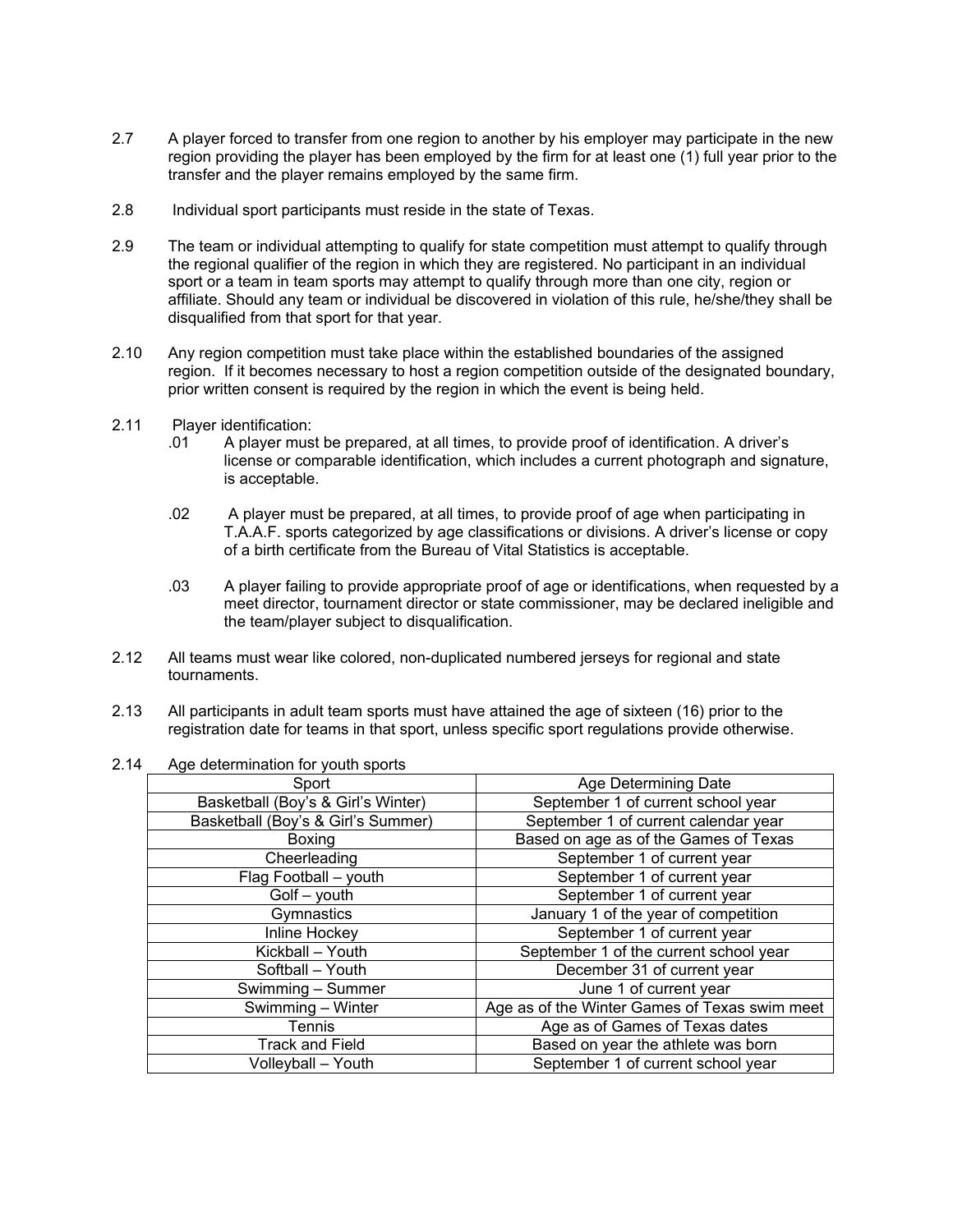2.7 A player forced to transfer from one region to another by his employer may participate in the new region providing the player has been employed by the firm for at least one (1) full year prior to the transfer and the player remains employed by the same firm.

2.8 Individual sport participants must reside in the state of Texas.

2.9 The team or individual attempting to qualify for state competition must attempt to qualify through the regional qualifier of the region in which they are registered. No participant in an individual sport or a team in team sports may attempt to qualify through more than one city, region or affiliate. Should any team or individual be discovered in violation of this rule, he/she/they shall be disqualified from that sport for that year.

2.10 Any region competition must take place within the established boundaries of the assigned region. If it becomes necessary to host a region competition outside of the designated boundary, prior written consent is required by the region in which the event is being held.

2.11 Player identification:

- .01 A player must be prepared, at all times, to provide proof of identification. A driver's license or comparable identification, which includes a current photograph and signature, is acceptable.
- .02 A player must be prepared, at all times, to provide proof of age when participating in T.A.A.F. sports categorized by age classifications or divisions. A driver's license or copy of a birth certificate from the Bureau of Vital Statistics is acceptable.
- .03 A player failing to provide appropriate proof of age or identifications, when requested by a meet director, tournament director or state commissioner, may be declared ineligible and the team/player subject to disqualification.

2.12 All teams must wear like colored, non-duplicated numbered jerseys for regional and state tournaments.

2.13 All participants in adult team sports must have attained the age of sixteen (16) prior to the registration date for teams in that sport, unless specific sport regulations provide otherwise.

2.14 Age determination for youth sports

| Sport | Age Determining Date |
|---|---|
| Basketball (Boy's & Girl's Winter) | September 1 of current school year |
| Basketball (Boy's & Girl's Summer) | September 1 of current calendar year |
| Boxing | Based on age as of the Games of Texas |
| Cheerleading | September 1 of current year |
| Flag Football – youth | September 1 of current year |
| Golf – youth | September 1 of current year |
| Gymnastics | January 1 of the year of competition |
| Inline Hockey | September 1 of current year |
| Kickball – Youth | September 1 of the current school year |
| Softball – Youth | December 31 of current year |
| Swimming – Summer | June 1 of current year |
| Swimming – Winter | Age as of the Winter Games of Texas swim meet |
| Tennis | Age as of Games of Texas dates |
| Track and Field | Based on year the athlete was born |
| Volleyball – Youth | September 1 of current school year |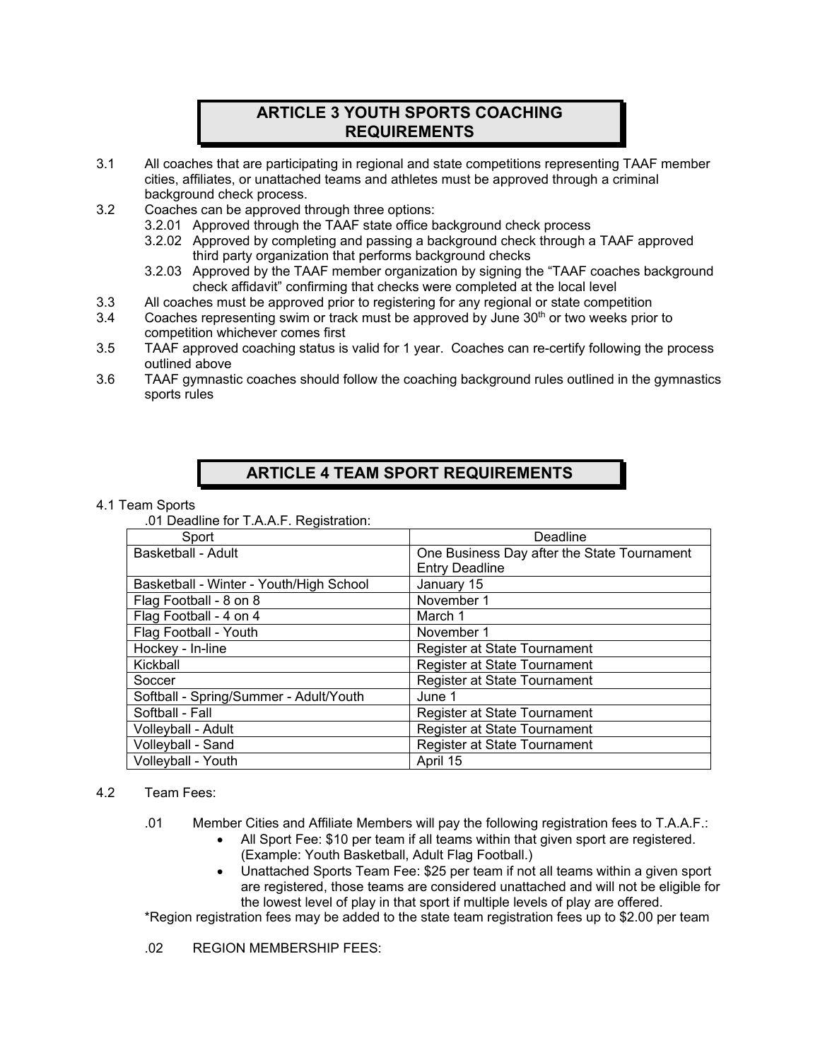## ARTICLE 3 YOUTH SPORTS COACHING REQUIREMENTS

3.1 All coaches that are participating in regional and state competitions representing TAAF member cities, affiliates, or unattached teams and athletes must be approved through a criminal background check process.

3.2 Coaches can be approved through three options:

- 3.2.01 Approved through the TAAF state office background check process
- 3.2.02 Approved by completing and passing a background check through a TAAF approved third party organization that performs background checks
- 3.2.03 Approved by the TAAF member organization by signing the "TAAF coaches background check affidavit" confirming that checks were completed at the local level

3.3 All coaches must be approved prior to registering for any regional or state competition

3.4 Coaches representing swim or track must be approved by June 30th or two weeks prior to competition whichever comes first

3.5 TAAF approved coaching status is valid for 1 year. Coaches can re-certify following the process outlined above

3.6 TAAF gymnastic coaches should follow the coaching background rules outlined in the gymnastics sports rules

## ARTICLE 4 TEAM SPORT REQUIREMENTS

4.1 Team Sports

.01 Deadline for T.A.A.F. Registration:

| Sport | Deadline |
|---|---|
| Basketball - Adult | One Business Day after the State Tournament Entry Deadline |
| Basketball - Winter - Youth/High School | January 15 |
| Flag Football - 8 on 8 | November 1 |
| Flag Football - 4 on 4 | March 1 |
| Flag Football - Youth | November 1 |
| Hockey - In-line | Register at State Tournament |
| Kickball | Register at State Tournament |
| Soccer | Register at State Tournament |
| Softball - Spring/Summer - Adult/Youth | June 1 |
| Softball - Fall | Register at State Tournament |
| Volleyball - Adult | Register at State Tournament |
| Volleyball - Sand | Register at State Tournament |
| Volleyball - Youth | April 15 |

4.2 Team Fees:

.01 Member Cities and Affiliate Members will pay the following registration fees to T.A.A.F.:

- All Sport Fee: $10 per team if all teams within that given sport are registered. (Example: Youth Basketball, Adult Flag Football.)
- Unattached Sports Team Fee: $25 per team if not all teams within a given sport are registered, those teams are considered unattached and will not be eligible for the lowest level of play in that sport if multiple levels of play are offered.

*Region registration fees may be added to the state team registration fees up to $2.00 per team

.02 REGION MEMBERSHIP FEES: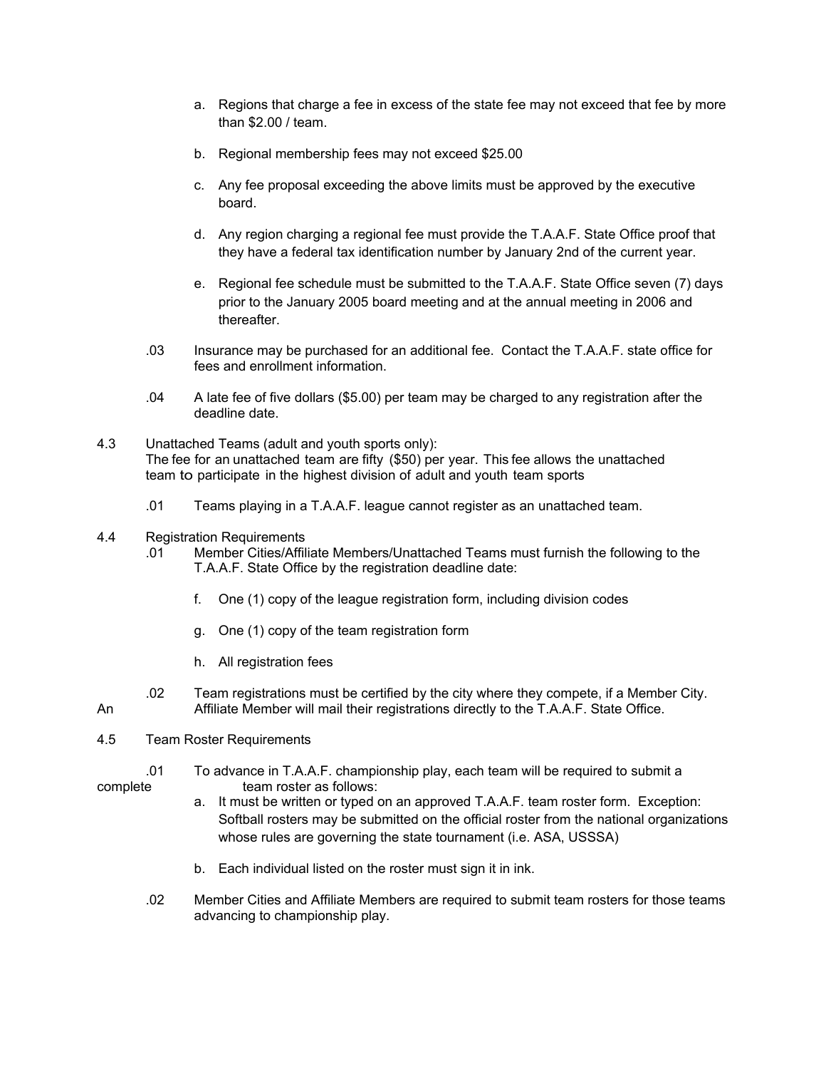a. Regions that charge a fee in excess of the state fee may not exceed that fee by more than $2.00 / team.

b. Regional membership fees may not exceed $25.00

c. Any fee proposal exceeding the above limits must be approved by the executive board.

d. Any region charging a regional fee must provide the T.A.A.F. State Office proof that they have a federal tax identification number by January 2nd of the current year.

e. Regional fee schedule must be submitted to the T.A.A.F. State Office seven (7) days prior to the January 2005 board meeting and at the annual meeting in 2006 and thereafter.

.03 Insurance may be purchased for an additional fee. Contact the T.A.A.F. state office for fees and enrollment information.

.04 A late fee of five dollars ($5.00) per team may be charged to any registration after the deadline date.

4.3 Unattached Teams (adult and youth sports only):
The fee for an unattached team are fifty ($50) per year. This fee allows the unattached team to participate in the highest division of adult and youth team sports

.01 Teams playing in a T.A.A.F. league cannot register as an unattached team.

4.4 Registration Requirements

.01 Member Cities/Affiliate Members/Unattached Teams must furnish the following to the T.A.A.F. State Office by the registration deadline date:

f. One (1) copy of the league registration form, including division codes

g. One (1) copy of the team registration form

h. All registration fees

.02 Team registrations must be certified by the city where they compete, if a Member City. An Affiliate Member will mail their registrations directly to the T.A.A.F. State Office.

4.5 Team Roster Requirements

.01 To advance in T.A.A.F. championship play, each team will be required to submit a complete team roster as follows:

a. It must be written or typed on an approved T.A.A.F. team roster form. Exception: Softball rosters may be submitted on the official roster from the national organizations whose rules are governing the state tournament (i.e. ASA, USSSA)

b. Each individual listed on the roster must sign it in ink.

.02 Member Cities and Affiliate Members are required to submit team rosters for those teams advancing to championship play.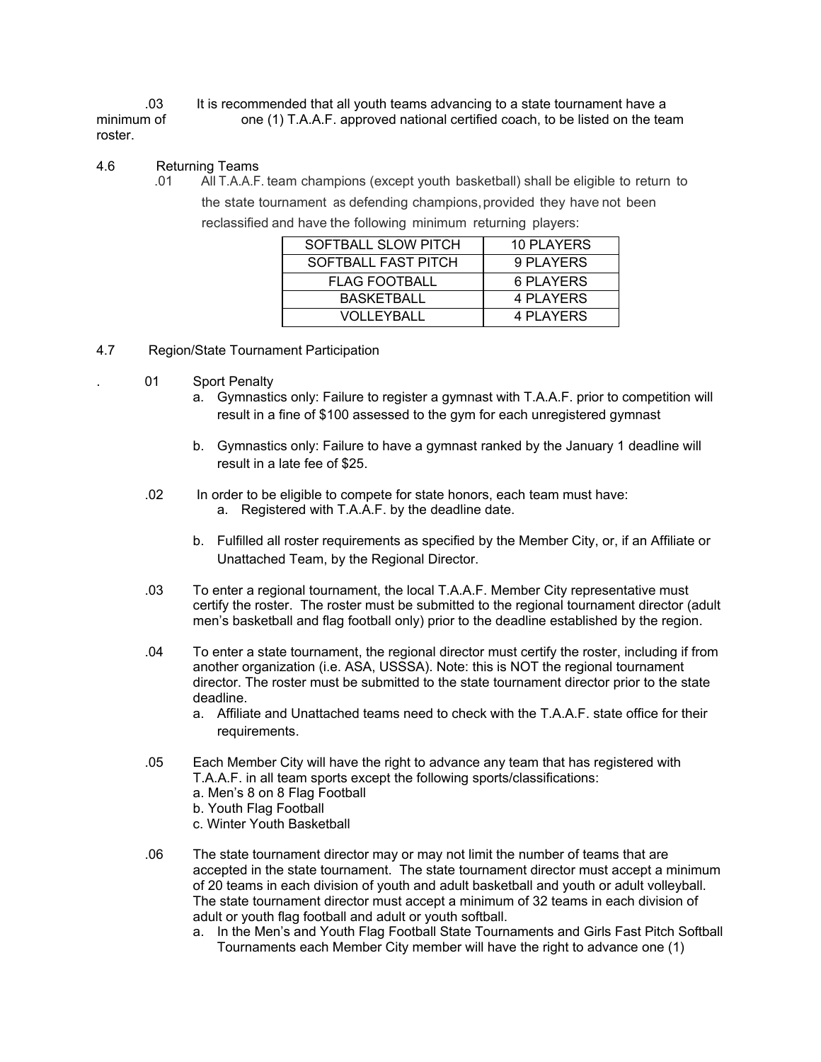.03 It is recommended that all youth teams advancing to a state tournament have a minimum of one (1) T.A.A.F. approved national certified coach, to be listed on the team roster.

4.6 Returning Teams

.01 All T.A.A.F. team champions (except youth basketball) shall be eligible to return to the state tournament as defending champions, provided they have not been reclassified and have the following minimum returning players:

| SOFTBALL SLOW PITCH | 10 PLAYERS |
|---|---|
| SOFTBALL FAST PITCH | 9 PLAYERS |
| FLAG FOOTBALL | 6 PLAYERS |
| BASKETBALL | 4 PLAYERS |
| VOLLEYBALL | 4 PLAYERS |

4.7 Region/State Tournament Participation

.01 Sport Penalty

a. Gymnastics only: Failure to register a gymnast with T.A.A.F. prior to competition will result in a fine of $100 assessed to the gym for each unregistered gymnast

b. Gymnastics only: Failure to have a gymnast ranked by the January 1 deadline will result in a late fee of $25.

.02 In order to be eligible to compete for state honors, each team must have:

a. Registered with T.A.A.F. by the deadline date.

b. Fulfilled all roster requirements as specified by the Member City, or, if an Affiliate or Unattached Team, by the Regional Director.

.03 To enter a regional tournament, the local T.A.A.F. Member City representative must certify the roster. The roster must be submitted to the regional tournament director (adult men's basketball and flag football only) prior to the deadline established by the region.

.04 To enter a state tournament, the regional director must certify the roster, including if from another organization (i.e. ASA, USSSA). Note: this is NOT the regional tournament director. The roster must be submitted to the state tournament director prior to the state deadline.

a. Affiliate and Unattached teams need to check with the T.A.A.F. state office for their requirements.

.05 Each Member City will have the right to advance any team that has registered with T.A.A.F. in all team sports except the following sports/classifications:

a. Men's 8 on 8 Flag Football
b. Youth Flag Football
c. Winter Youth Basketball

.06 The state tournament director may or may not limit the number of teams that are accepted in the state tournament. The state tournament director must accept a minimum of 20 teams in each division of youth and adult basketball and youth or adult volleyball. The state tournament director must accept a minimum of 32 teams in each division of adult or youth flag football and adult or youth softball.

a. In the Men's and Youth Flag Football State Tournaments and Girls Fast Pitch Softball Tournaments each Member City member will have the right to advance one (1)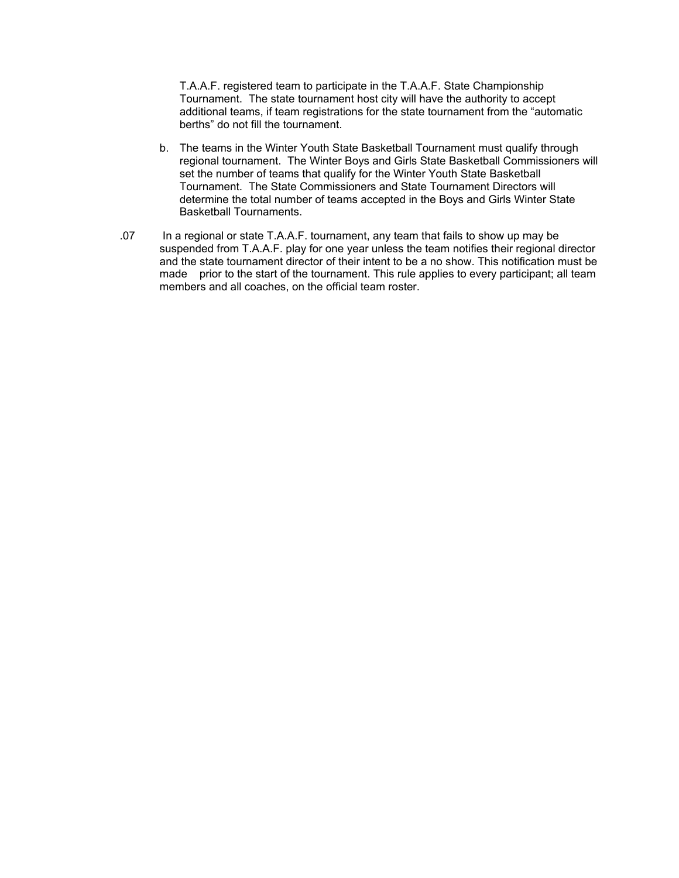T.A.A.F. registered team to participate in the T.A.A.F. State Championship Tournament. The state tournament host city will have the authority to accept additional teams, if team registrations for the state tournament from the "automatic berths" do not fill the tournament.

b. The teams in the Winter Youth State Basketball Tournament must qualify through regional tournament. The Winter Boys and Girls State Basketball Commissioners will set the number of teams that qualify for the Winter Youth State Basketball Tournament. The State Commissioners and State Tournament Directors will determine the total number of teams accepted in the Boys and Girls Winter State Basketball Tournaments.

.07 In a regional or state T.A.A.F. tournament, any team that fails to show up may be suspended from T.A.A.F. play for one year unless the team notifies their regional director and the state tournament director of their intent to be a no show. This notification must be made prior to the start of the tournament. This rule applies to every participant; all team members and all coaches, on the official team roster.